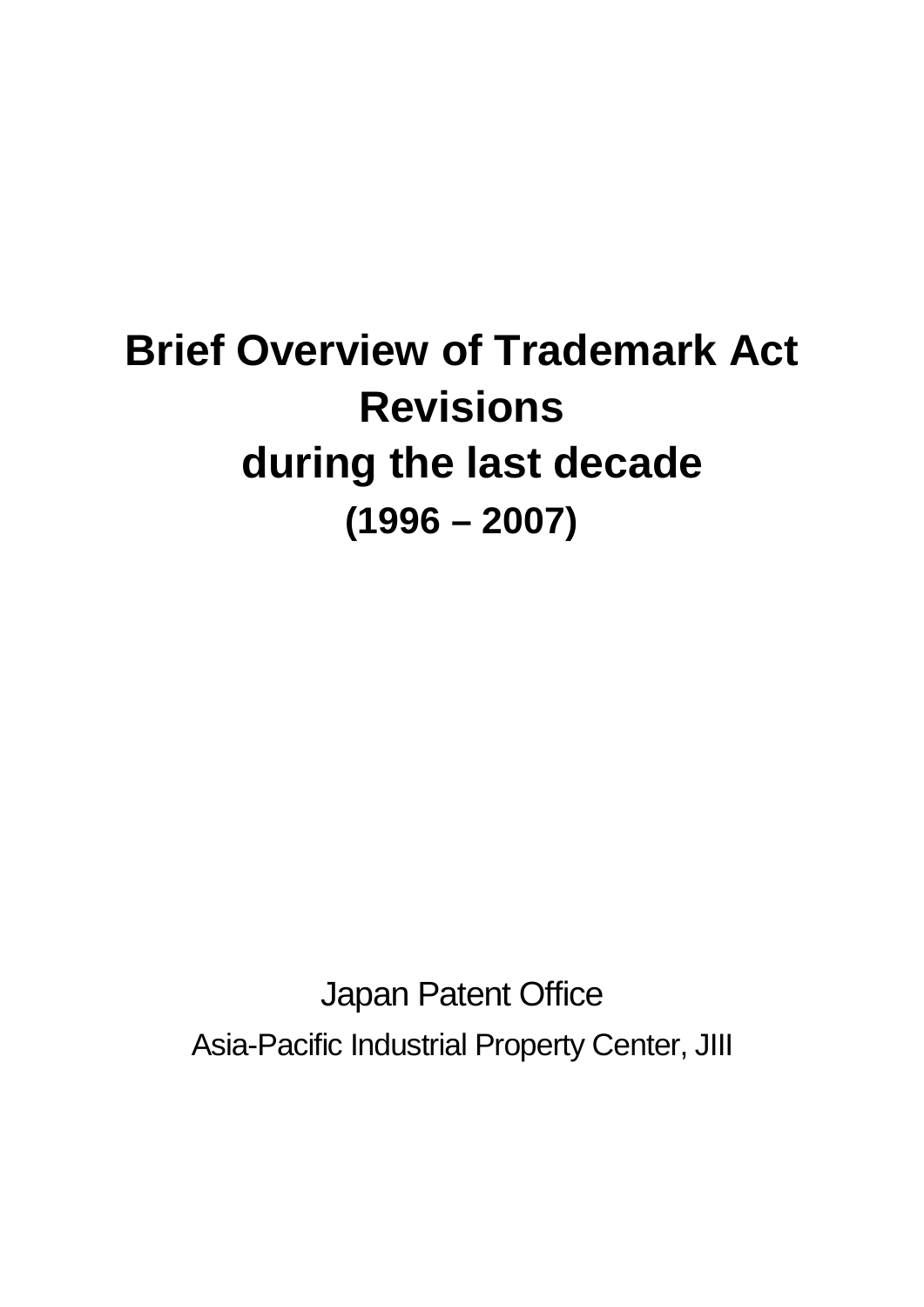# Brief Overview of Trademark Act Revisions during the last decade (1996 – 2007)

Japan Patent Office

Asia-Pacific Industrial Property Center, JIII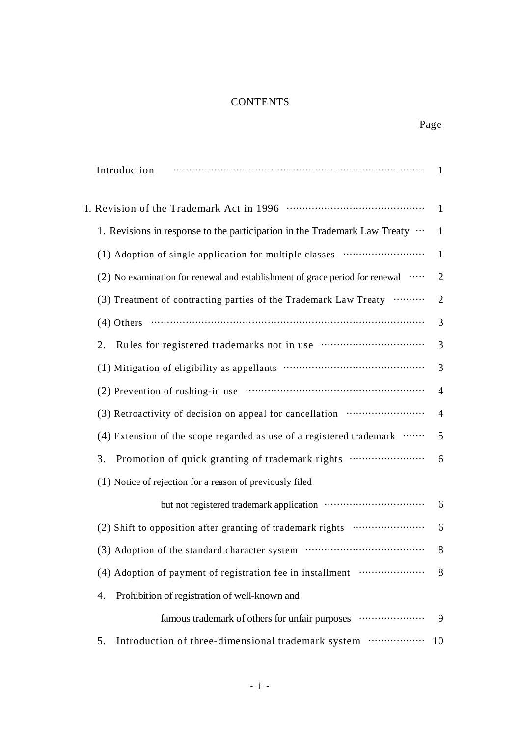# CONTENTS

| | Page |
|---|---|
| Introduction | 1 |
| I. Revision of the Trademark Act in 1996 | 1 |
| 1. Revisions in response to the participation in the Trademark Law Treaty | 1 |
| (1) Adoption of single application for multiple classes | 1 |
| (2) No examination for renewal and establishment of grace period for renewal | 2 |
| (3) Treatment of contracting parties of the Trademark Law Treaty | 2 |
| (4) Others | 3 |
| 2. Rules for registered trademarks not in use | 3 |
| (1) Mitigation of eligibility as appellants | 3 |
| (2) Prevention of rushing-in use | 4 |
| (3) Retroactivity of decision on appeal for cancellation | 4 |
| (4) Extension of the scope regarded as use of a registered trademark | 5 |
| 3. Promotion of quick granting of trademark rights | 6 |
| (1) Notice of rejection for a reason of previously filed but not registered trademark application | 6 |
| (2) Shift to opposition after granting of trademark rights | 6 |
| (3) Adoption of the standard character system | 8 |
| (4) Adoption of payment of registration fee in installment | 8 |
| 4. Prohibition of registration of well-known and famous trademark of others for unfair purposes | 9 |
| 5. Introduction of three-dimensional trademark system | 10 |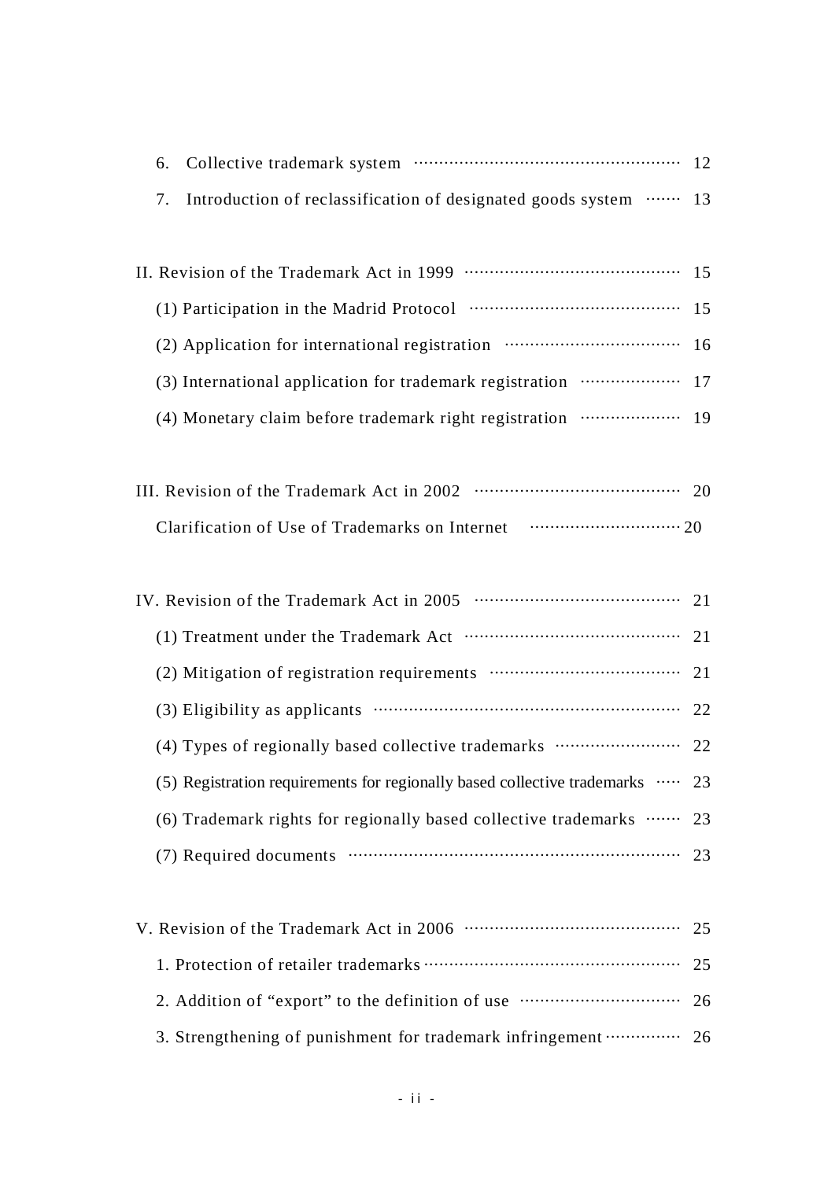6. Collective trademark system ········································ 12

7. Introduction of reclassification of designated goods system ······· 13

II. Revision of the Trademark Act in 1999 ········································ 15

(1) Participation in the Madrid Protocol ········································ 15

(2) Application for international registration ································· 16

(3) International application for trademark registration ···················· 17

(4) Monetary claim before trademark right registration ···················· 19

III. Revision of the Trademark Act in 2002 ········································ 20

Clarification of Use of Trademarks on Internet ································ 20

IV. Revision of the Trademark Act in 2005 ········································ 21

(1) Treatment under the Trademark Act ········································ 21

(2) Mitigation of registration requirements ································· 21

(3) Eligibility as applicants ········································ 22

(4) Types of regionally based collective trademarks ························ 22

(5) Registration requirements for regionally based collective trademarks ····· 23

(6) Trademark rights for regionally based collective trademarks ······· 23

(7) Required documents ········································ 23

V. Revision of the Trademark Act in 2006 ········································ 25

1. Protection of retailer trademarks ········································ 25

2. Addition of "export" to the definition of use ································ 26

3. Strengthening of punishment for trademark infringement ·············· 26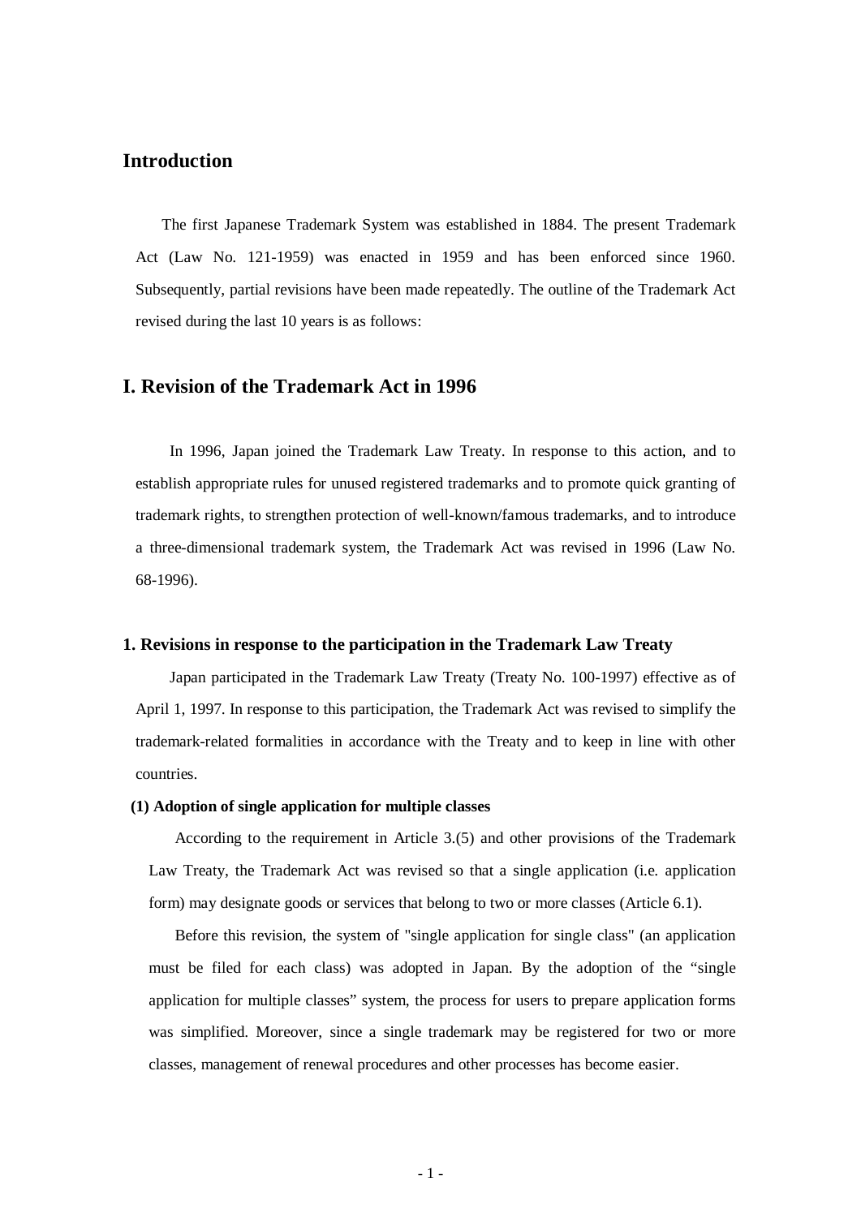## Introduction

The first Japanese Trademark System was established in 1884. The present Trademark Act (Law No. 121-1959) was enacted in 1959 and has been enforced since 1960. Subsequently, partial revisions have been made repeatedly. The outline of the Trademark Act revised during the last 10 years is as follows:

## I. Revision of the Trademark Act in 1996

In 1996, Japan joined the Trademark Law Treaty. In response to this action, and to establish appropriate rules for unused registered trademarks and to promote quick granting of trademark rights, to strengthen protection of well-known/famous trademarks, and to introduce a three-dimensional trademark system, the Trademark Act was revised in 1996 (Law No. 68-1996).

### 1. Revisions in response to the participation in the Trademark Law Treaty

Japan participated in the Trademark Law Treaty (Treaty No. 100-1997) effective as of April 1, 1997. In response to this participation, the Trademark Act was revised to simplify the trademark-related formalities in accordance with the Treaty and to keep in line with other countries.

#### (1) Adoption of single application for multiple classes

According to the requirement in Article 3.(5) and other provisions of the Trademark Law Treaty, the Trademark Act was revised so that a single application (i.e. application form) may designate goods or services that belong to two or more classes (Article 6.1).

Before this revision, the system of "single application for single class" (an application must be filed for each class) was adopted in Japan. By the adoption of the "single application for multiple classes" system, the process for users to prepare application forms was simplified. Moreover, since a single trademark may be registered for two or more classes, management of renewal procedures and other processes has become easier.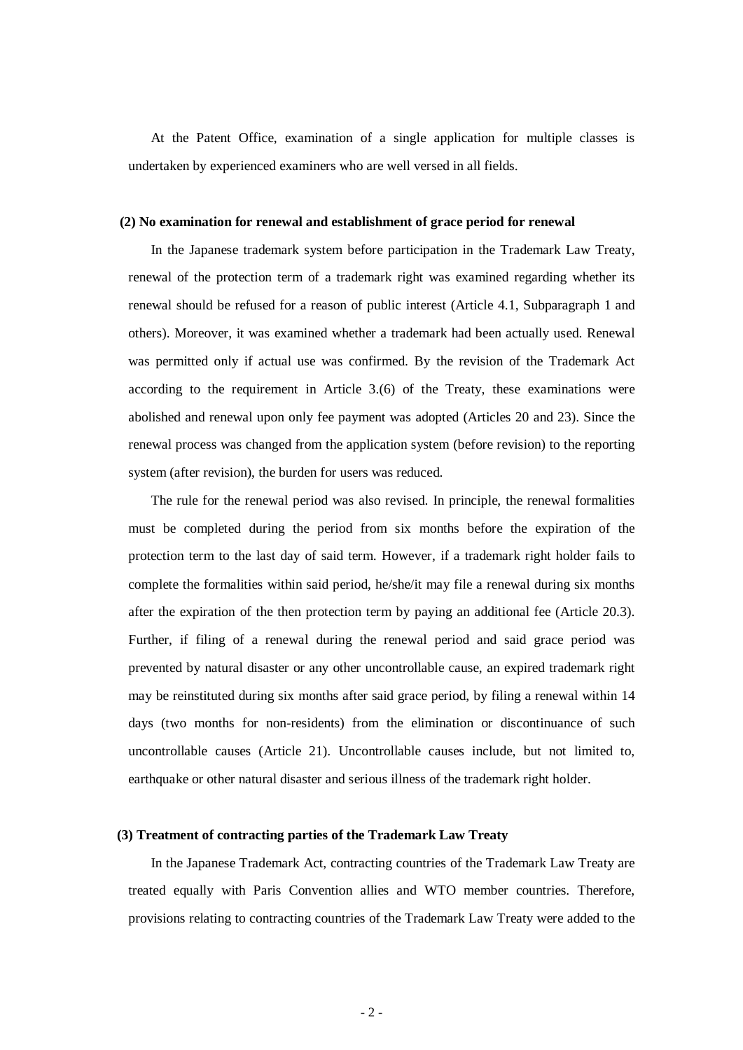At the Patent Office, examination of a single application for multiple classes is undertaken by experienced examiners who are well versed in all fields.

**(2) No examination for renewal and establishment of grace period for renewal**

In the Japanese trademark system before participation in the Trademark Law Treaty, renewal of the protection term of a trademark right was examined regarding whether its renewal should be refused for a reason of public interest (Article 4.1, Subparagraph 1 and others). Moreover, it was examined whether a trademark had been actually used. Renewal was permitted only if actual use was confirmed. By the revision of the Trademark Act according to the requirement in Article 3.(6) of the Treaty, these examinations were abolished and renewal upon only fee payment was adopted (Articles 20 and 23). Since the renewal process was changed from the application system (before revision) to the reporting system (after revision), the burden for users was reduced.

The rule for the renewal period was also revised. In principle, the renewal formalities must be completed during the period from six months before the expiration of the protection term to the last day of said term. However, if a trademark right holder fails to complete the formalities within said period, he/she/it may file a renewal during six months after the expiration of the then protection term by paying an additional fee (Article 20.3). Further, if filing of a renewal during the renewal period and said grace period was prevented by natural disaster or any other uncontrollable cause, an expired trademark right may be reinstituted during six months after said grace period, by filing a renewal within 14 days (two months for non-residents) from the elimination or discontinuance of such uncontrollable causes (Article 21). Uncontrollable causes include, but not limited to, earthquake or other natural disaster and serious illness of the trademark right holder.

**(3) Treatment of contracting parties of the Trademark Law Treaty**

In the Japanese Trademark Act, contracting countries of the Trademark Law Treaty are treated equally with Paris Convention allies and WTO member countries. Therefore, provisions relating to contracting countries of the Trademark Law Treaty were added to the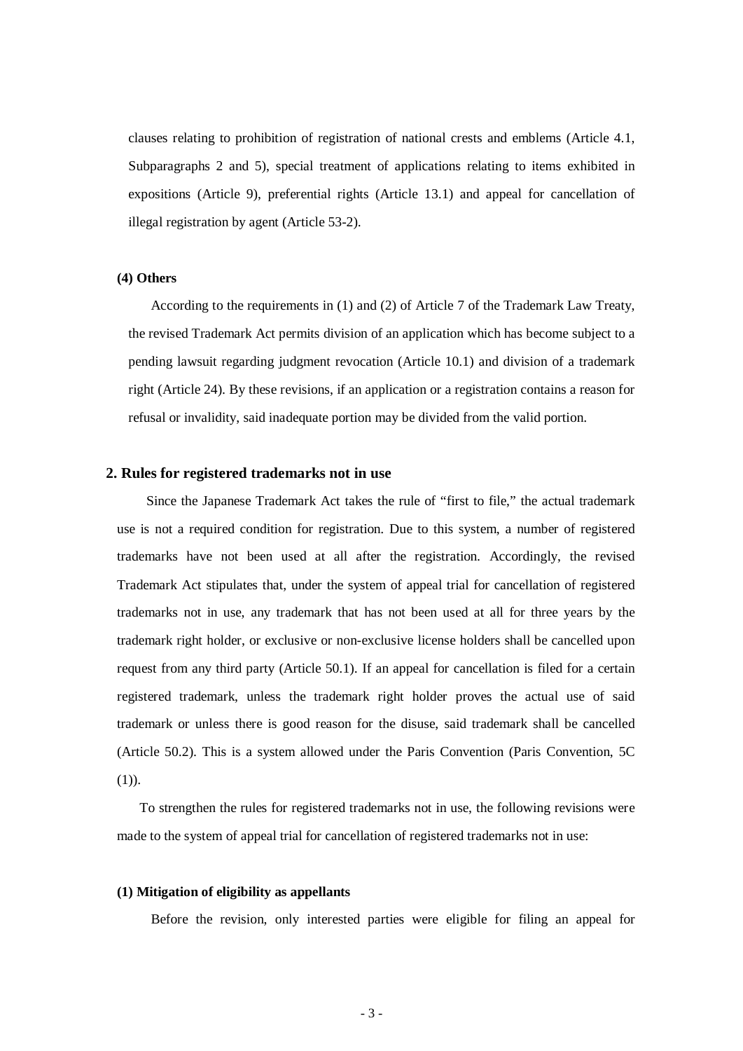clauses relating to prohibition of registration of national crests and emblems (Article 4.1, Subparagraphs 2 and 5), special treatment of applications relating to items exhibited in expositions (Article 9), preferential rights (Article 13.1) and appeal for cancellation of illegal registration by agent (Article 53-2).

#### (4) Others

According to the requirements in (1) and (2) of Article 7 of the Trademark Law Treaty, the revised Trademark Act permits division of an application which has become subject to a pending lawsuit regarding judgment revocation (Article 10.1) and division of a trademark right (Article 24). By these revisions, if an application or a registration contains a reason for refusal or invalidity, said inadequate portion may be divided from the valid portion.

### 2. Rules for registered trademarks not in use

Since the Japanese Trademark Act takes the rule of "first to file," the actual trademark use is not a required condition for registration. Due to this system, a number of registered trademarks have not been used at all after the registration. Accordingly, the revised Trademark Act stipulates that, under the system of appeal trial for cancellation of registered trademarks not in use, any trademark that has not been used at all for three years by the trademark right holder, or exclusive or non-exclusive license holders shall be cancelled upon request from any third party (Article 50.1). If an appeal for cancellation is filed for a certain registered trademark, unless the trademark right holder proves the actual use of said trademark or unless there is good reason for the disuse, said trademark shall be cancelled (Article 50.2). This is a system allowed under the Paris Convention (Paris Convention, 5C (1)).

To strengthen the rules for registered trademarks not in use, the following revisions were made to the system of appeal trial for cancellation of registered trademarks not in use:

#### (1) Mitigation of eligibility as appellants

Before the revision, only interested parties were eligible for filing an appeal for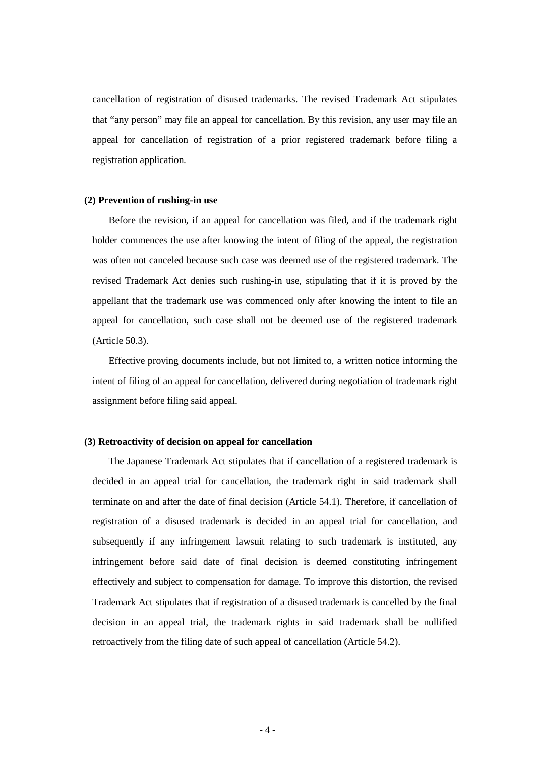cancellation of registration of disused trademarks. The revised Trademark Act stipulates that "any person" may file an appeal for cancellation. By this revision, any user may file an appeal for cancellation of registration of a prior registered trademark before filing a registration application.

**(2) Prevention of rushing-in use**

Before the revision, if an appeal for cancellation was filed, and if the trademark right holder commences the use after knowing the intent of filing of the appeal, the registration was often not canceled because such case was deemed use of the registered trademark. The revised Trademark Act denies such rushing-in use, stipulating that if it is proved by the appellant that the trademark use was commenced only after knowing the intent to file an appeal for cancellation, such case shall not be deemed use of the registered trademark (Article 50.3).

Effective proving documents include, but not limited to, a written notice informing the intent of filing of an appeal for cancellation, delivered during negotiation of trademark right assignment before filing said appeal.

**(3) Retroactivity of decision on appeal for cancellation**

The Japanese Trademark Act stipulates that if cancellation of a registered trademark is decided in an appeal trial for cancellation, the trademark right in said trademark shall terminate on and after the date of final decision (Article 54.1). Therefore, if cancellation of registration of a disused trademark is decided in an appeal trial for cancellation, and subsequently if any infringement lawsuit relating to such trademark is instituted, any infringement before said date of final decision is deemed constituting infringement effectively and subject to compensation for damage. To improve this distortion, the revised Trademark Act stipulates that if registration of a disused trademark is cancelled by the final decision in an appeal trial, the trademark rights in said trademark shall be nullified retroactively from the filing date of such appeal of cancellation (Article 54.2).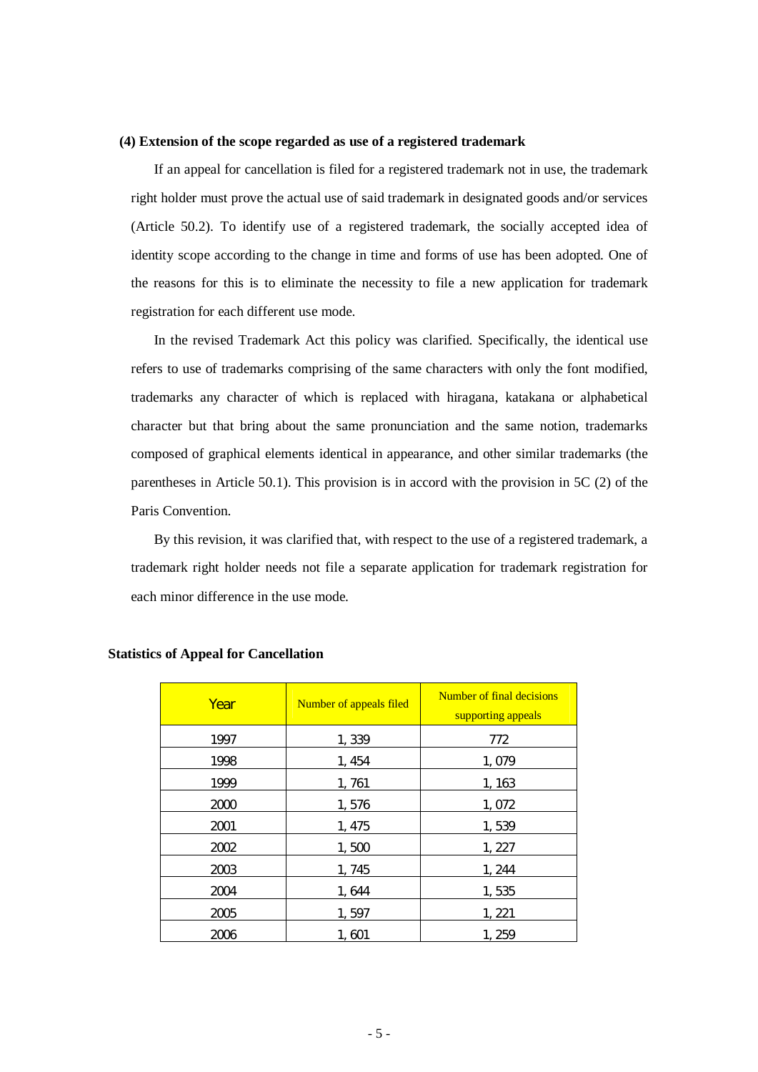### (4) Extension of the scope regarded as use of a registered trademark

If an appeal for cancellation is filed for a registered trademark not in use, the trademark right holder must prove the actual use of said trademark in designated goods and/or services (Article 50.2). To identify use of a registered trademark, the socially accepted idea of identity scope according to the change in time and forms of use has been adopted. One of the reasons for this is to eliminate the necessity to file a new application for trademark registration for each different use mode.

In the revised Trademark Act this policy was clarified. Specifically, the identical use refers to use of trademarks comprising of the same characters with only the font modified, trademarks any character of which is replaced with hiragana, katakana or alphabetical character but that bring about the same pronunciation and the same notion, trademarks composed of graphical elements identical in appearance, and other similar trademarks (the parentheses in Article 50.1). This provision is in accord with the provision in 5C (2) of the Paris Convention.

By this revision, it was clarified that, with respect to the use of a registered trademark, a trademark right holder needs not file a separate application for trademark registration for each minor difference in the use mode.

**Statistics of Appeal for Cancellation**

| Year | Number of appeals filed | Number of final decisions supporting appeals |
|---|---|---|
| 1997 | 1, 339 | 772 |
| 1998 | 1, 454 | 1, 079 |
| 1999 | 1, 761 | 1, 163 |
| 2000 | 1, 576 | 1, 072 |
| 2001 | 1, 475 | 1, 539 |
| 2002 | 1, 500 | 1, 227 |
| 2003 | 1, 745 | 1, 244 |
| 2004 | 1, 644 | 1, 535 |
| 2005 | 1, 597 | 1, 221 |
| 2006 | 1, 601 | 1, 259 |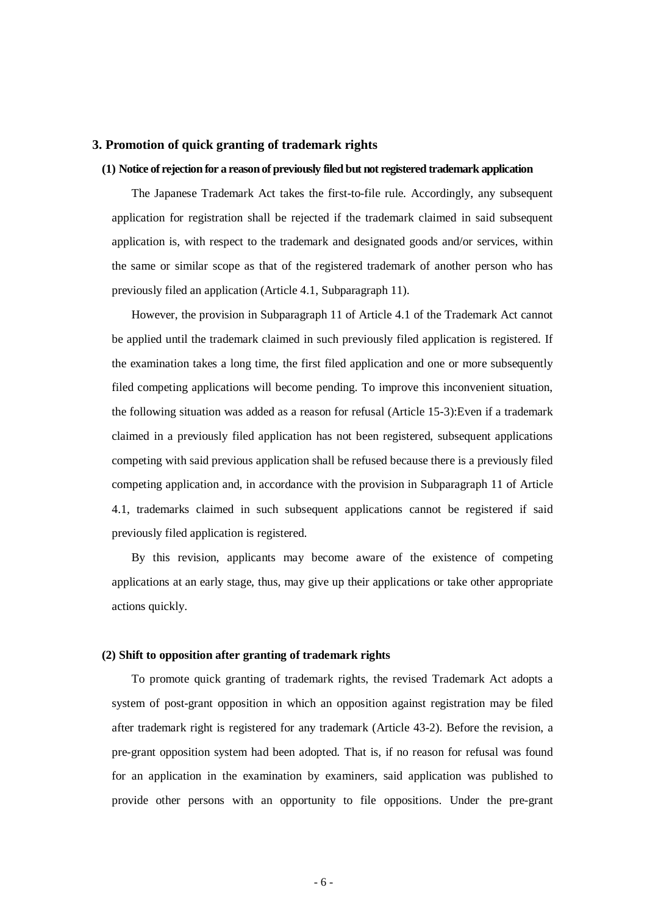## 3. Promotion of quick granting of trademark rights

### (1) Notice of rejection for a reason of previously filed but not registered trademark application

The Japanese Trademark Act takes the first-to-file rule. Accordingly, any subsequent application for registration shall be rejected if the trademark claimed in said subsequent application is, with respect to the trademark and designated goods and/or services, within the same or similar scope as that of the registered trademark of another person who has previously filed an application (Article 4.1, Subparagraph 11).

However, the provision in Subparagraph 11 of Article 4.1 of the Trademark Act cannot be applied until the trademark claimed in such previously filed application is registered. If the examination takes a long time, the first filed application and one or more subsequently filed competing applications will become pending. To improve this inconvenient situation, the following situation was added as a reason for refusal (Article 15-3):Even if a trademark claimed in a previously filed application has not been registered, subsequent applications competing with said previous application shall be refused because there is a previously filed competing application and, in accordance with the provision in Subparagraph 11 of Article 4.1, trademarks claimed in such subsequent applications cannot be registered if said previously filed application is registered.

By this revision, applicants may become aware of the existence of competing applications at an early stage, thus, may give up their applications or take other appropriate actions quickly.

### (2) Shift to opposition after granting of trademark rights

To promote quick granting of trademark rights, the revised Trademark Act adopts a system of post-grant opposition in which an opposition against registration may be filed after trademark right is registered for any trademark (Article 43-2). Before the revision, a pre-grant opposition system had been adopted. That is, if no reason for refusal was found for an application in the examination by examiners, said application was published to provide other persons with an opportunity to file oppositions. Under the pre-grant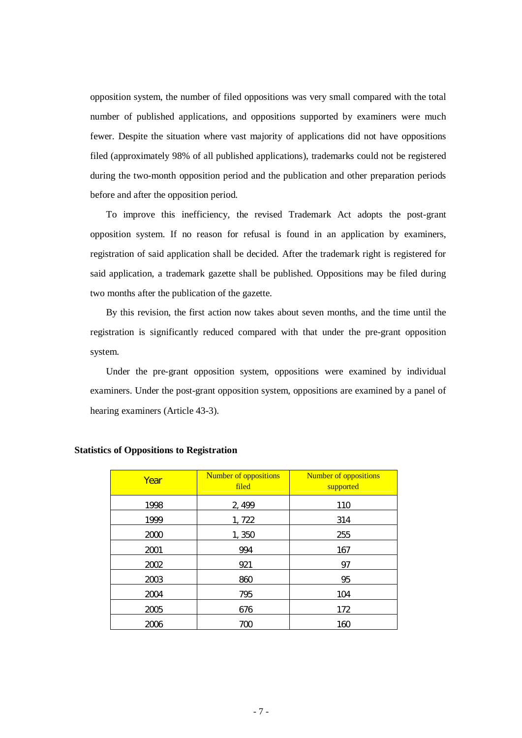opposition system, the number of filed oppositions was very small compared with the total number of published applications, and oppositions supported by examiners were much fewer. Despite the situation where vast majority of applications did not have oppositions filed (approximately 98% of all published applications), trademarks could not be registered during the two-month opposition period and the publication and other preparation periods before and after the opposition period.

To improve this inefficiency, the revised Trademark Act adopts the post-grant opposition system. If no reason for refusal is found in an application by examiners, registration of said application shall be decided. After the trademark right is registered for said application, a trademark gazette shall be published. Oppositions may be filed during two months after the publication of the gazette.

By this revision, the first action now takes about seven months, and the time until the registration is significantly reduced compared with that under the pre-grant opposition system.

Under the pre-grant opposition system, oppositions were examined by individual examiners. Under the post-grant opposition system, oppositions are examined by a panel of hearing examiners (Article 43-3).

**Statistics of Oppositions to Registration**

| Year | Number of oppositions filed | Number of oppositions supported |
|---|---|---|
| 1998 | 2,499 | 110 |
| 1999 | 1,722 | 314 |
| 2000 | 1,350 | 255 |
| 2001 | 994 | 167 |
| 2002 | 921 | 97 |
| 2003 | 860 | 95 |
| 2004 | 795 | 104 |
| 2005 | 676 | 172 |
| 2006 | 700 | 160 |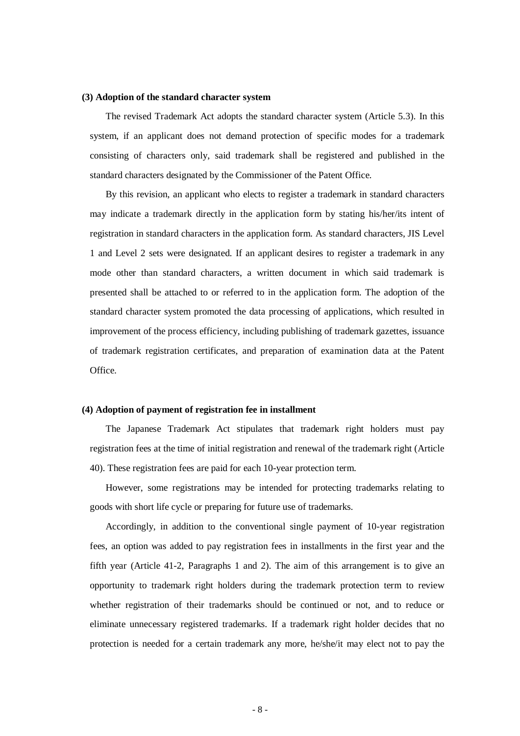**(3) Adoption of the standard character system**

The revised Trademark Act adopts the standard character system (Article 5.3). In this system, if an applicant does not demand protection of specific modes for a trademark consisting of characters only, said trademark shall be registered and published in the standard characters designated by the Commissioner of the Patent Office.

By this revision, an applicant who elects to register a trademark in standard characters may indicate a trademark directly in the application form by stating his/her/its intent of registration in standard characters in the application form. As standard characters, JIS Level 1 and Level 2 sets were designated. If an applicant desires to register a trademark in any mode other than standard characters, a written document in which said trademark is presented shall be attached to or referred to in the application form. The adoption of the standard character system promoted the data processing of applications, which resulted in improvement of the process efficiency, including publishing of trademark gazettes, issuance of trademark registration certificates, and preparation of examination data at the Patent Office.

**(4) Adoption of payment of registration fee in installment**

The Japanese Trademark Act stipulates that trademark right holders must pay registration fees at the time of initial registration and renewal of the trademark right (Article 40). These registration fees are paid for each 10-year protection term.

However, some registrations may be intended for protecting trademarks relating to goods with short life cycle or preparing for future use of trademarks.

Accordingly, in addition to the conventional single payment of 10-year registration fees, an option was added to pay registration fees in installments in the first year and the fifth year (Article 41-2, Paragraphs 1 and 2). The aim of this arrangement is to give an opportunity to trademark right holders during the trademark protection term to review whether registration of their trademarks should be continued or not, and to reduce or eliminate unnecessary registered trademarks. If a trademark right holder decides that no protection is needed for a certain trademark any more, he/she/it may elect not to pay the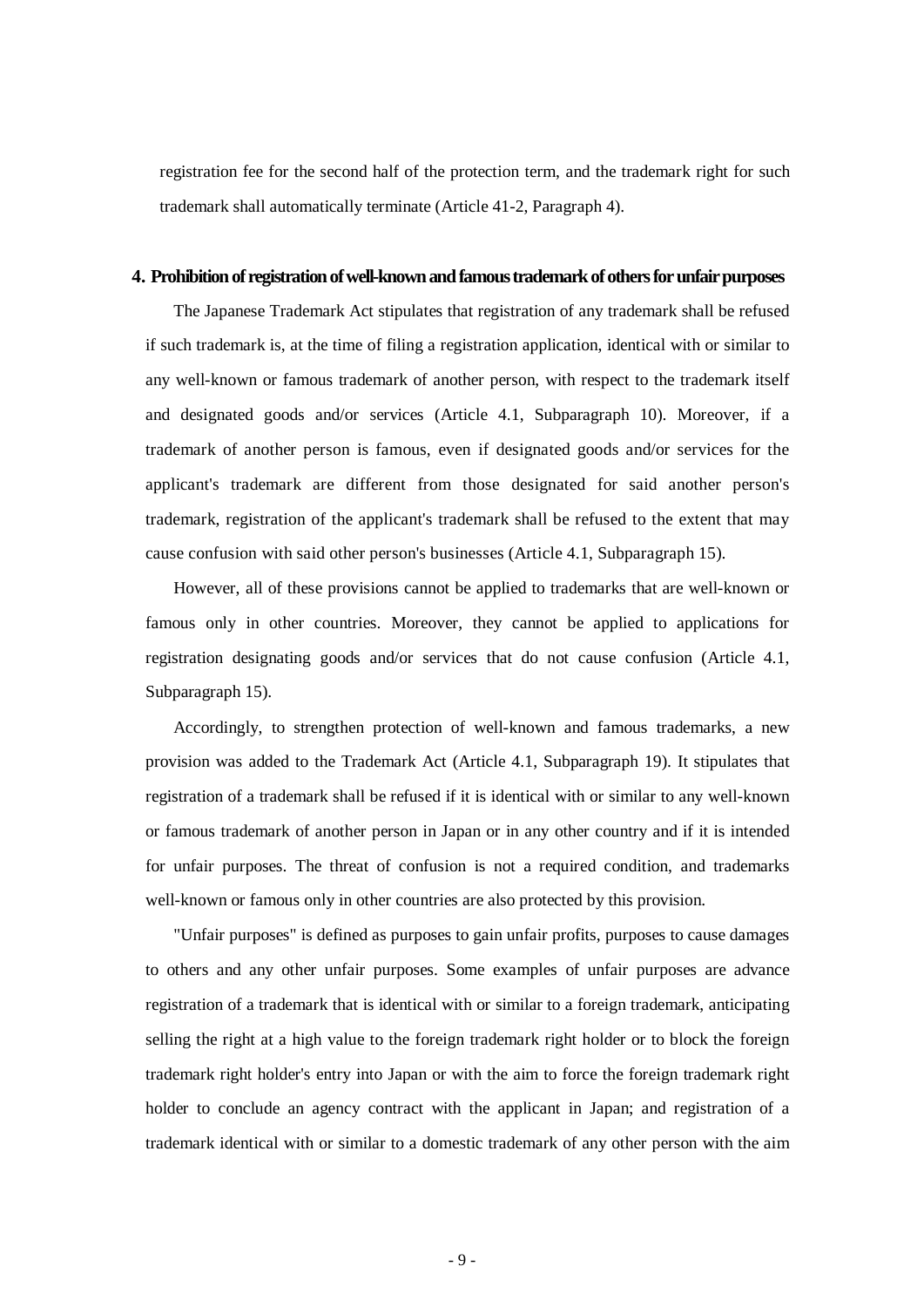registration fee for the second half of the protection term, and the trademark right for such trademark shall automatically terminate (Article 41-2, Paragraph 4).

## 4. Prohibition of registration of well-known and famous trademark of others for unfair purposes

The Japanese Trademark Act stipulates that registration of any trademark shall be refused if such trademark is, at the time of filing a registration application, identical with or similar to any well-known or famous trademark of another person, with respect to the trademark itself and designated goods and/or services (Article 4.1, Subparagraph 10). Moreover, if a trademark of another person is famous, even if designated goods and/or services for the applicant's trademark are different from those designated for said another person's trademark, registration of the applicant's trademark shall be refused to the extent that may cause confusion with said other person's businesses (Article 4.1, Subparagraph 15).

However, all of these provisions cannot be applied to trademarks that are well-known or famous only in other countries. Moreover, they cannot be applied to applications for registration designating goods and/or services that do not cause confusion (Article 4.1, Subparagraph 15).

Accordingly, to strengthen protection of well-known and famous trademarks, a new provision was added to the Trademark Act (Article 4.1, Subparagraph 19). It stipulates that registration of a trademark shall be refused if it is identical with or similar to any well-known or famous trademark of another person in Japan or in any other country and if it is intended for unfair purposes. The threat of confusion is not a required condition, and trademarks well-known or famous only in other countries are also protected by this provision.

"Unfair purposes" is defined as purposes to gain unfair profits, purposes to cause damages to others and any other unfair purposes. Some examples of unfair purposes are advance registration of a trademark that is identical with or similar to a foreign trademark, anticipating selling the right at a high value to the foreign trademark right holder or to block the foreign trademark right holder's entry into Japan or with the aim to force the foreign trademark right holder to conclude an agency contract with the applicant in Japan; and registration of a trademark identical with or similar to a domestic trademark of any other person with the aim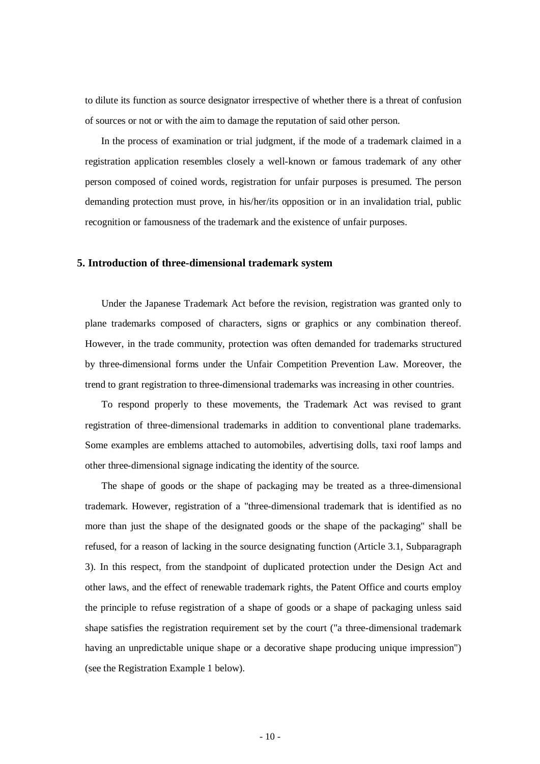to dilute its function as source designator irrespective of whether there is a threat of confusion of sources or not or with the aim to damage the reputation of said other person.

In the process of examination or trial judgment, if the mode of a trademark claimed in a registration application resembles closely a well-known or famous trademark of any other person composed of coined words, registration for unfair purposes is presumed. The person demanding protection must prove, in his/her/its opposition or in an invalidation trial, public recognition or famousness of the trademark and the existence of unfair purposes.

## 5. Introduction of three-dimensional trademark system

Under the Japanese Trademark Act before the revision, registration was granted only to plane trademarks composed of characters, signs or graphics or any combination thereof. However, in the trade community, protection was often demanded for trademarks structured by three-dimensional forms under the Unfair Competition Prevention Law. Moreover, the trend to grant registration to three-dimensional trademarks was increasing in other countries.

To respond properly to these movements, the Trademark Act was revised to grant registration of three-dimensional trademarks in addition to conventional plane trademarks. Some examples are emblems attached to automobiles, advertising dolls, taxi roof lamps and other three-dimensional signage indicating the identity of the source.

The shape of goods or the shape of packaging may be treated as a three-dimensional trademark. However, registration of a "three-dimensional trademark that is identified as no more than just the shape of the designated goods or the shape of the packaging" shall be refused, for a reason of lacking in the source designating function (Article 3.1, Subparagraph 3). In this respect, from the standpoint of duplicated protection under the Design Act and other laws, and the effect of renewable trademark rights, the Patent Office and courts employ the principle to refuse registration of a shape of goods or a shape of packaging unless said shape satisfies the registration requirement set by the court ("a three-dimensional trademark having an unpredictable unique shape or a decorative shape producing unique impression") (see the Registration Example 1 below).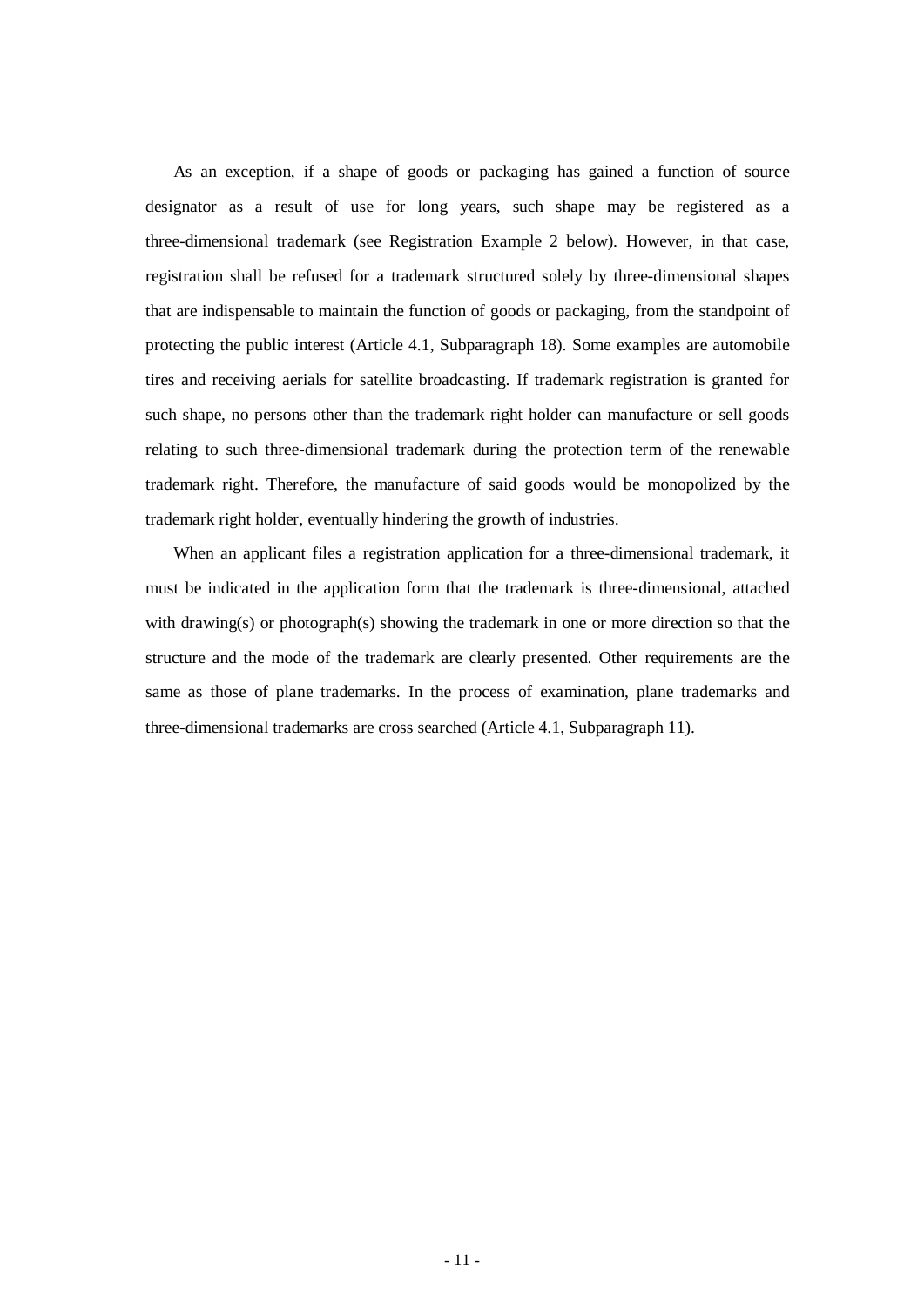As an exception, if a shape of goods or packaging has gained a function of source designator as a result of use for long years, such shape may be registered as a three-dimensional trademark (see Registration Example 2 below). However, in that case, registration shall be refused for a trademark structured solely by three-dimensional shapes that are indispensable to maintain the function of goods or packaging, from the standpoint of protecting the public interest (Article 4.1, Subparagraph 18). Some examples are automobile tires and receiving aerials for satellite broadcasting. If trademark registration is granted for such shape, no persons other than the trademark right holder can manufacture or sell goods relating to such three-dimensional trademark during the protection term of the renewable trademark right. Therefore, the manufacture of said goods would be monopolized by the trademark right holder, eventually hindering the growth of industries.

When an applicant files a registration application for a three-dimensional trademark, it must be indicated in the application form that the trademark is three-dimensional, attached with drawing(s) or photograph(s) showing the trademark in one or more direction so that the structure and the mode of the trademark are clearly presented. Other requirements are the same as those of plane trademarks. In the process of examination, plane trademarks and three-dimensional trademarks are cross searched (Article 4.1, Subparagraph 11).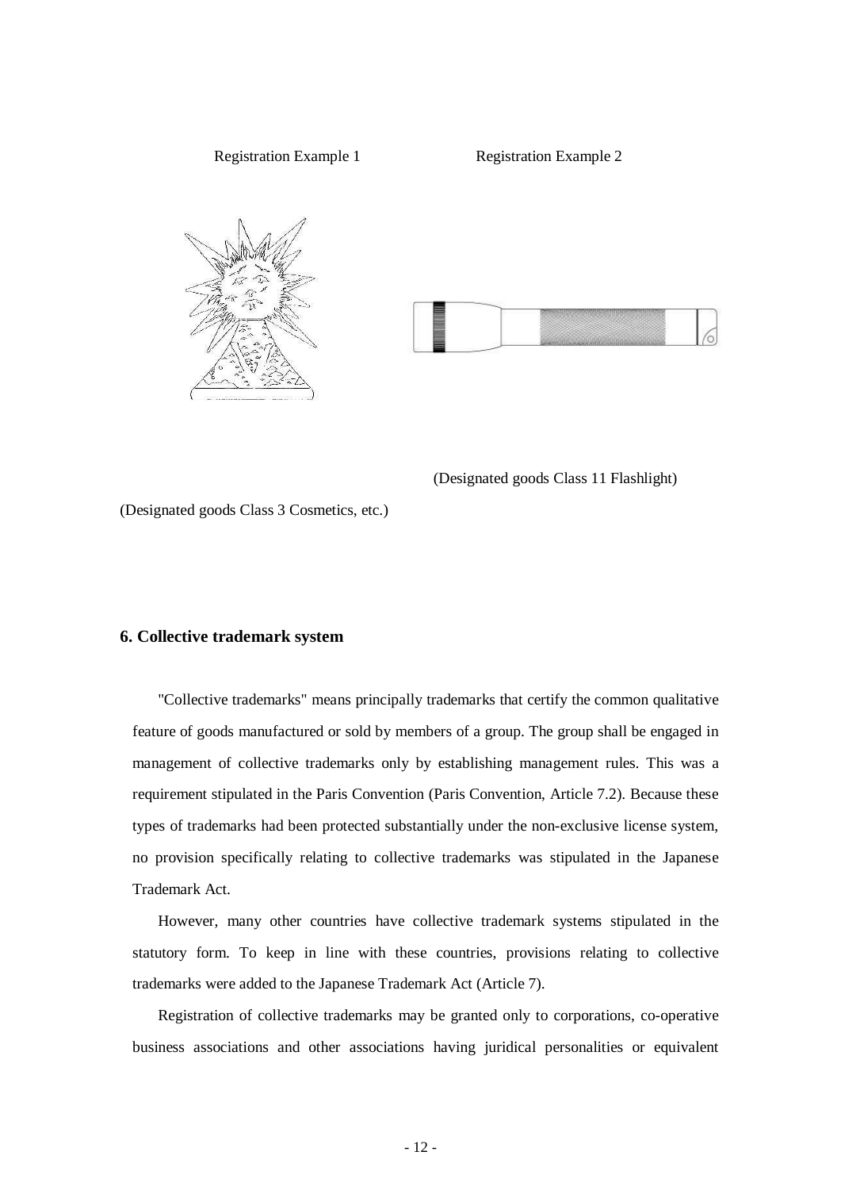Registration Example 1

(Designated goods Class 3 Cosmetics, etc.)

Registration Example 2

(Designated goods Class 11 Flashlight)

### 6. Collective trademark system

"Collective trademarks" means principally trademarks that certify the common qualitative feature of goods manufactured or sold by members of a group. The group shall be engaged in management of collective trademarks only by establishing management rules. This was a requirement stipulated in the Paris Convention (Paris Convention, Article 7.2). Because these types of trademarks had been protected substantially under the non-exclusive license system, no provision specifically relating to collective trademarks was stipulated in the Japanese Trademark Act.

However, many other countries have collective trademark systems stipulated in the statutory form. To keep in line with these countries, provisions relating to collective trademarks were added to the Japanese Trademark Act (Article 7).

Registration of collective trademarks may be granted only to corporations, co-operative business associations and other associations having juridical personalities or equivalent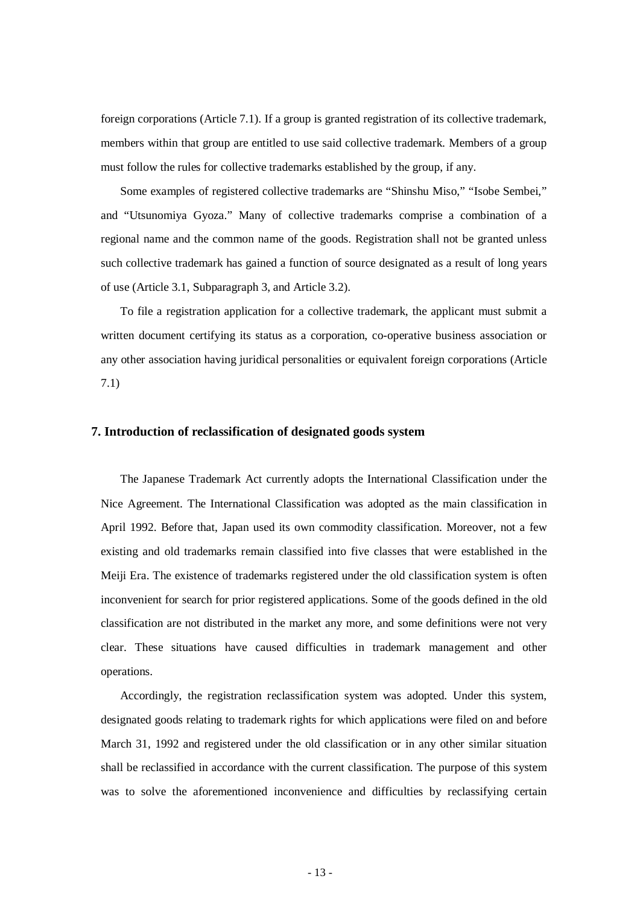foreign corporations (Article 7.1). If a group is granted registration of its collective trademark, members within that group are entitled to use said collective trademark. Members of a group must follow the rules for collective trademarks established by the group, if any.

Some examples of registered collective trademarks are “Shinshu Miso,” “Isobe Sembei,” and “Utsunomiya Gyoza.” Many of collective trademarks comprise a combination of a regional name and the common name of the goods. Registration shall not be granted unless such collective trademark has gained a function of source designated as a result of long years of use (Article 3.1, Subparagraph 3, and Article 3.2).

To file a registration application for a collective trademark, the applicant must submit a written document certifying its status as a corporation, co-operative business association or any other association having juridical personalities or equivalent foreign corporations (Article 7.1)

## 7. Introduction of reclassification of designated goods system

The Japanese Trademark Act currently adopts the International Classification under the Nice Agreement. The International Classification was adopted as the main classification in April 1992. Before that, Japan used its own commodity classification. Moreover, not a few existing and old trademarks remain classified into five classes that were established in the Meiji Era. The existence of trademarks registered under the old classification system is often inconvenient for search for prior registered applications. Some of the goods defined in the old classification are not distributed in the market any more, and some definitions were not very clear. These situations have caused difficulties in trademark management and other operations.

Accordingly, the registration reclassification system was adopted. Under this system, designated goods relating to trademark rights for which applications were filed on and before March 31, 1992 and registered under the old classification or in any other similar situation shall be reclassified in accordance with the current classification. The purpose of this system was to solve the aforementioned inconvenience and difficulties by reclassifying certain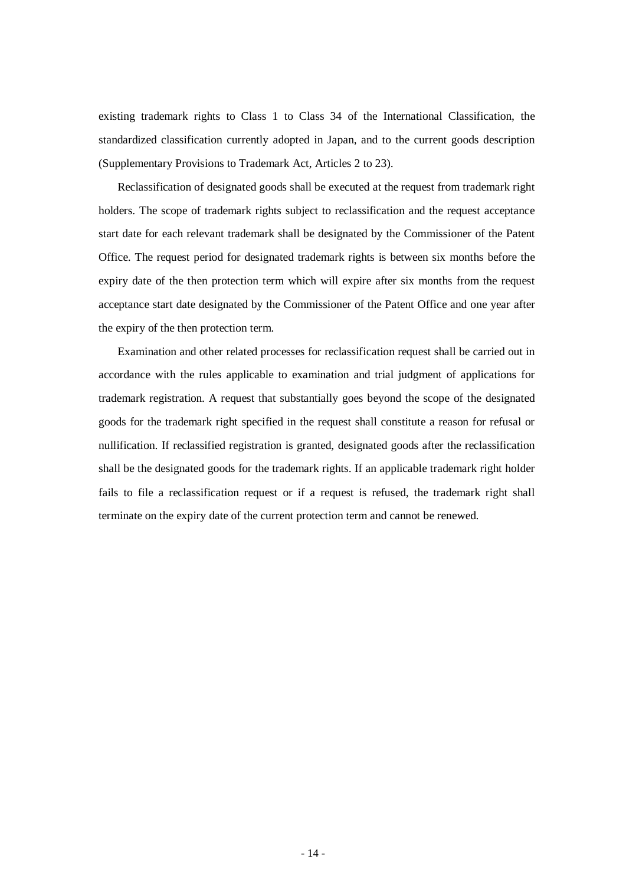existing trademark rights to Class 1 to Class 34 of the International Classification, the standardized classification currently adopted in Japan, and to the current goods description (Supplementary Provisions to Trademark Act, Articles 2 to 23).

Reclassification of designated goods shall be executed at the request from trademark right holders. The scope of trademark rights subject to reclassification and the request acceptance start date for each relevant trademark shall be designated by the Commissioner of the Patent Office. The request period for designated trademark rights is between six months before the expiry date of the then protection term which will expire after six months from the request acceptance start date designated by the Commissioner of the Patent Office and one year after the expiry of the then protection term.

Examination and other related processes for reclassification request shall be carried out in accordance with the rules applicable to examination and trial judgment of applications for trademark registration. A request that substantially goes beyond the scope of the designated goods for the trademark right specified in the request shall constitute a reason for refusal or nullification. If reclassified registration is granted, designated goods after the reclassification shall be the designated goods for the trademark rights. If an applicable trademark right holder fails to file a reclassification request or if a request is refused, the trademark right shall terminate on the expiry date of the current protection term and cannot be renewed.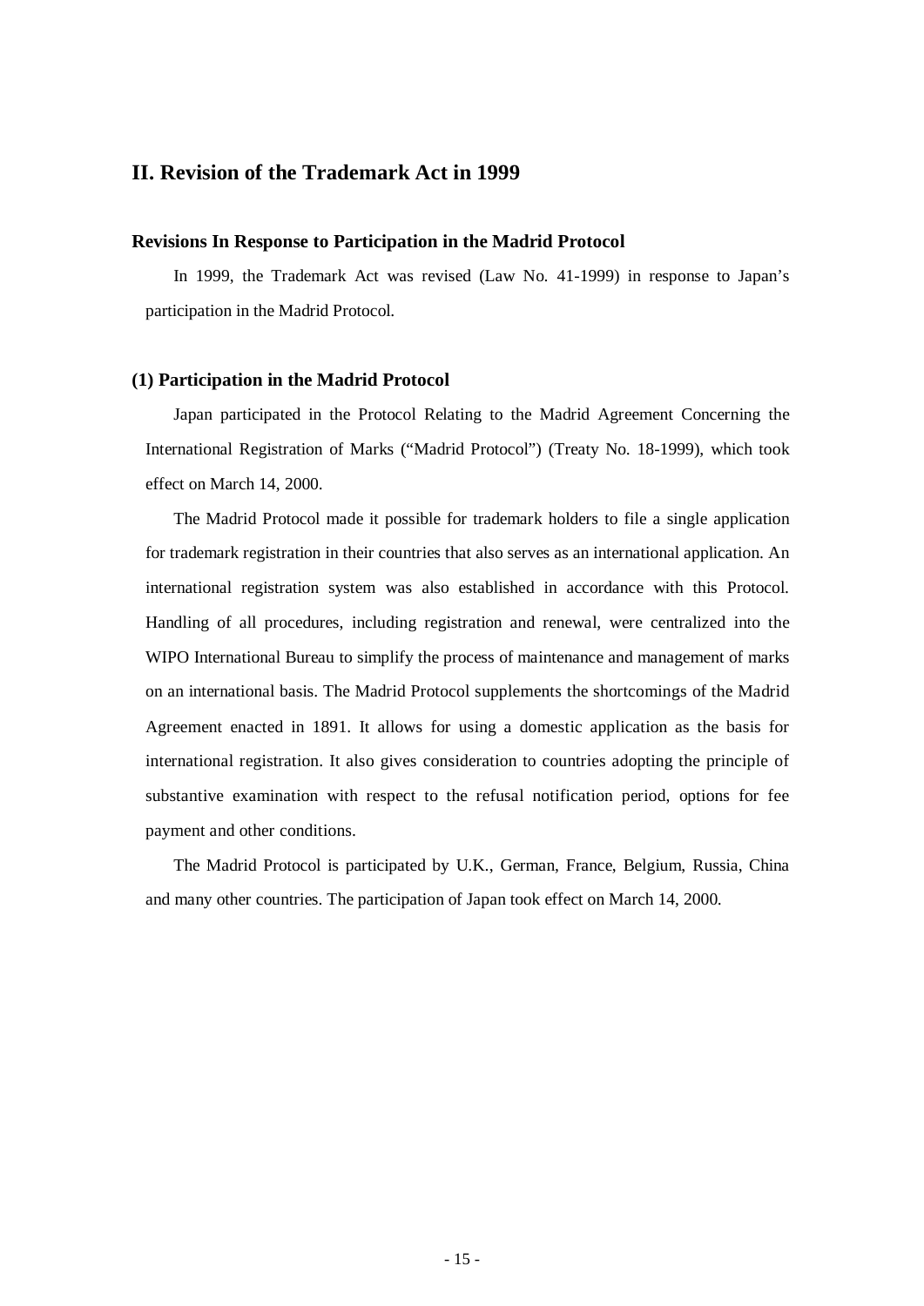## II. Revision of the Trademark Act in 1999

### Revisions In Response to Participation in the Madrid Protocol

In 1999, the Trademark Act was revised (Law No. 41-1999) in response to Japan's participation in the Madrid Protocol.

#### (1) Participation in the Madrid Protocol

Japan participated in the Protocol Relating to the Madrid Agreement Concerning the International Registration of Marks ("Madrid Protocol") (Treaty No. 18-1999), which took effect on March 14, 2000.

The Madrid Protocol made it possible for trademark holders to file a single application for trademark registration in their countries that also serves as an international application. An international registration system was also established in accordance with this Protocol. Handling of all procedures, including registration and renewal, were centralized into the WIPO International Bureau to simplify the process of maintenance and management of marks on an international basis. The Madrid Protocol supplements the shortcomings of the Madrid Agreement enacted in 1891. It allows for using a domestic application as the basis for international registration. It also gives consideration to countries adopting the principle of substantive examination with respect to the refusal notification period, options for fee payment and other conditions.

The Madrid Protocol is participated by U.K., German, France, Belgium, Russia, China and many other countries. The participation of Japan took effect on March 14, 2000.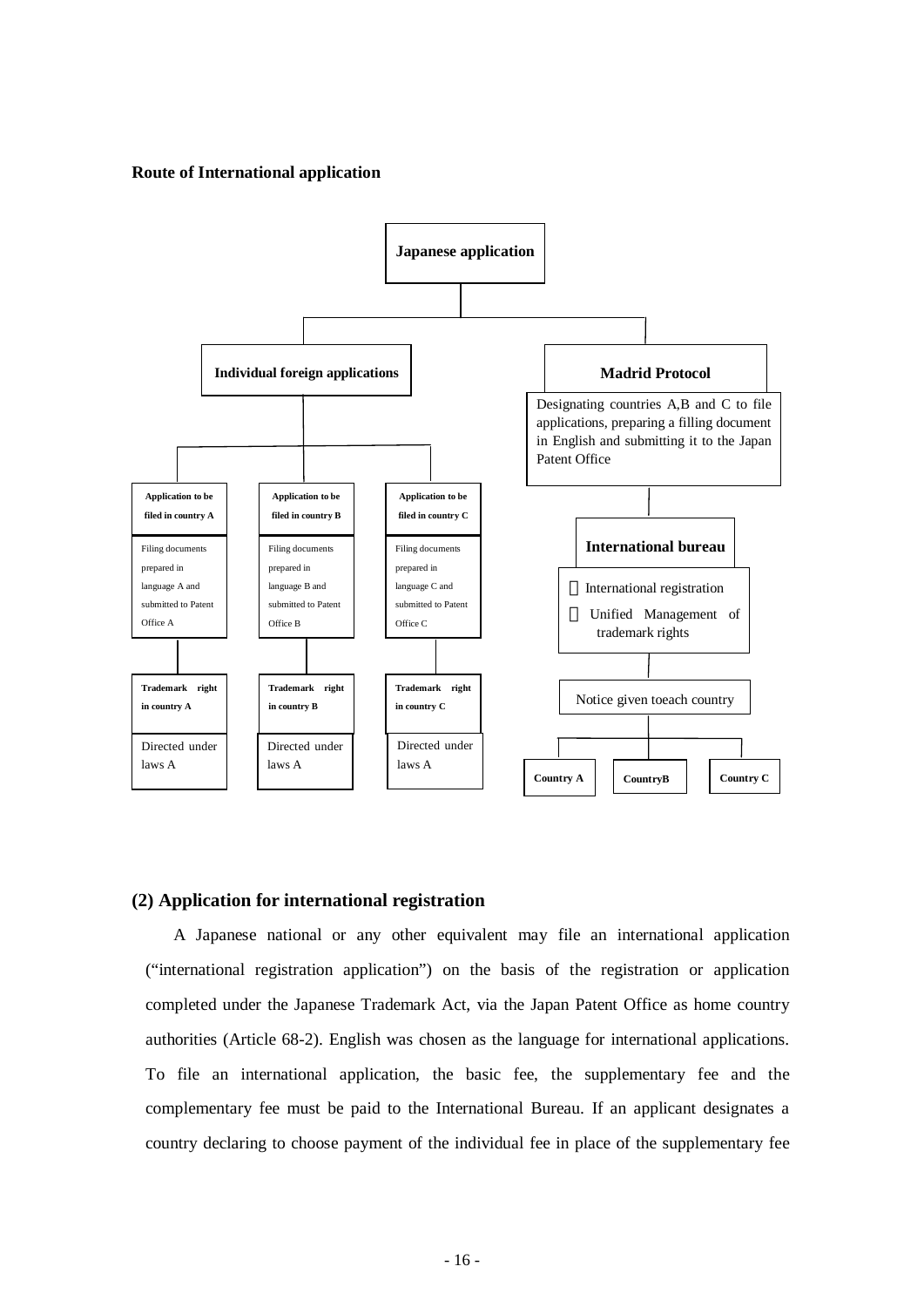**Route of International application**

**Japanese application**

**Individual foreign applications**

| **Application to be filed in country A** | **Application to be filed in country B** | **Application to be filed in country C** |
|---|---|---|
| Filing documents prepared in language A and submitted to Patent Office A | Filing documents prepared in language B and submitted to Patent Office B | Filing documents prepared in language C and submitted to Patent Office C |
| **Trademark right in country A** | **Trademark right in country B** | **Trademark right in country C** |
| Directed under laws A | Directed under laws A | Directed under laws A |

**Madrid Protocol**

Designating countries A,B and C to file applications, preparing a filling document in English and submitting it to the Japan Patent Office

**International bureau**

- International registration
- Unified Management of trademark rights

Notice given toeach country

**Country A** | **CountryB** | **Country C**

## (2) Application for international registration

A Japanese national or any other equivalent may file an international application ("international registration application") on the basis of the registration or application completed under the Japanese Trademark Act, via the Japan Patent Office as home country authorities (Article 68-2). English was chosen as the language for international applications. To file an international application, the basic fee, the supplementary fee and the complementary fee must be paid to the International Bureau. If an applicant designates a country declaring to choose payment of the individual fee in place of the supplementary fee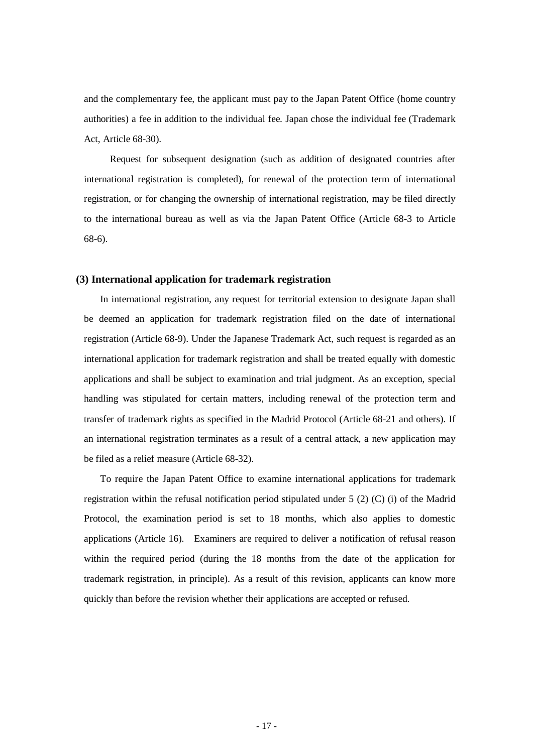and the complementary fee, the applicant must pay to the Japan Patent Office (home country authorities) a fee in addition to the individual fee. Japan chose the individual fee (Trademark Act, Article 68-30).

Request for subsequent designation (such as addition of designated countries after international registration is completed), for renewal of the protection term of international registration, or for changing the ownership of international registration, may be filed directly to the international bureau as well as via the Japan Patent Office (Article 68-3 to Article 68-6).

### (3) International application for trademark registration

In international registration, any request for territorial extension to designate Japan shall be deemed an application for trademark registration filed on the date of international registration (Article 68-9). Under the Japanese Trademark Act, such request is regarded as an international application for trademark registration and shall be treated equally with domestic applications and shall be subject to examination and trial judgment. As an exception, special handling was stipulated for certain matters, including renewal of the protection term and transfer of trademark rights as specified in the Madrid Protocol (Article 68-21 and others). If an international registration terminates as a result of a central attack, a new application may be filed as a relief measure (Article 68-32).

To require the Japan Patent Office to examine international applications for trademark registration within the refusal notification period stipulated under 5 (2) (C) (i) of the Madrid Protocol, the examination period is set to 18 months, which also applies to domestic applications (Article 16). Examiners are required to deliver a notification of refusal reason within the required period (during the 18 months from the date of the application for trademark registration, in principle). As a result of this revision, applicants can know more quickly than before the revision whether their applications are accepted or refused.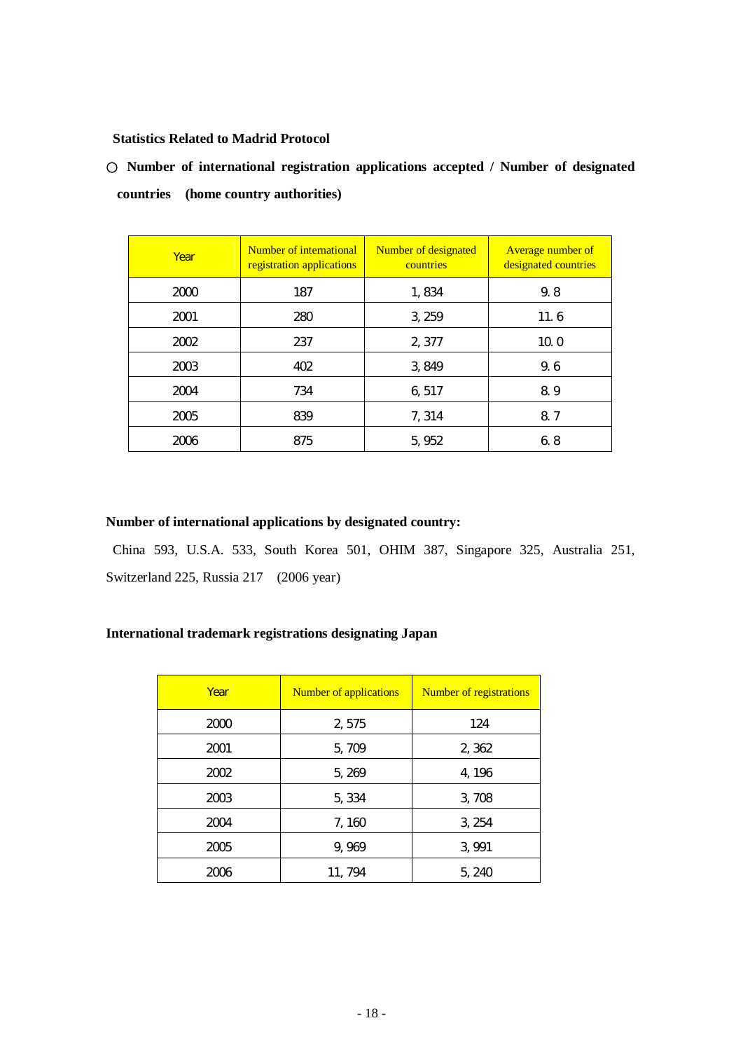**Statistics Related to Madrid Protocol**

○ **Number of international registration applications accepted / Number of designated countries (home country authorities)**

| Year | Number of international registration applications | Number of designated countries | Average number of designated countries |
|---|---|---|---|
| 2000 | 187 | 1, 834 | 9. 8 |
| 2001 | 280 | 3, 259 | 11. 6 |
| 2002 | 237 | 2, 377 | 10. 0 |
| 2003 | 402 | 3, 849 | 9. 6 |
| 2004 | 734 | 6, 517 | 8. 9 |
| 2005 | 839 | 7, 314 | 8. 7 |
| 2006 | 875 | 5, 952 | 6. 8 |

**Number of international applications by designated country:**

China 593, U.S.A. 533, South Korea 501, OHIM 387, Singapore 325, Australia 251, Switzerland 225, Russia 217 (2006 year)

**International trademark registrations designating Japan**

| Year | Number of applications | Number of registrations |
|---|---|---|
| 2000 | 2, 575 | 124 |
| 2001 | 5, 709 | 2, 362 |
| 2002 | 5, 269 | 4, 196 |
| 2003 | 5, 334 | 3, 708 |
| 2004 | 7, 160 | 3, 254 |
| 2005 | 9, 969 | 3, 991 |
| 2006 | 11, 794 | 5, 240 |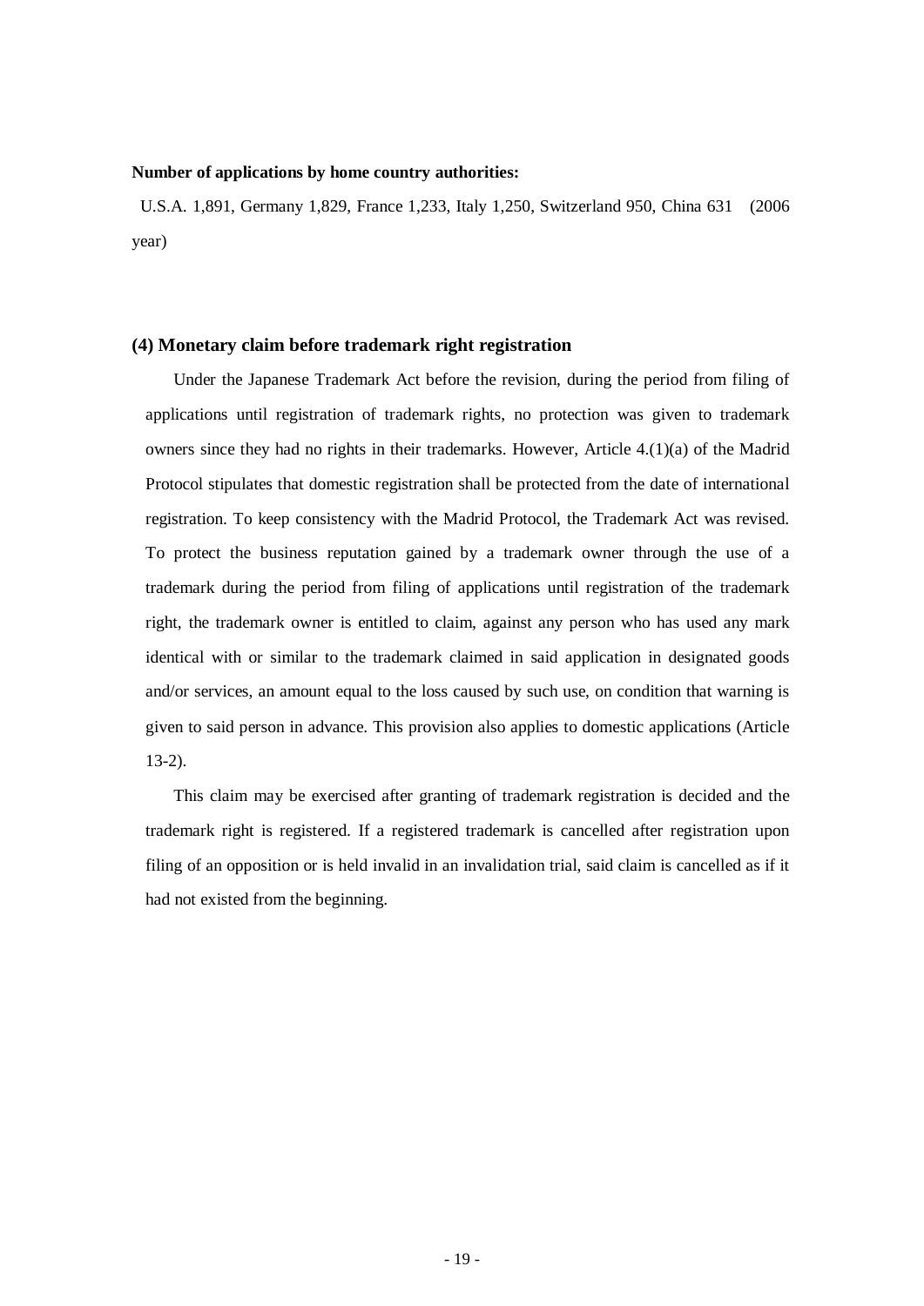**Number of applications by home country authorities:**

U.S.A. 1,891, Germany 1,829, France 1,233, Italy 1,250, Switzerland 950, China 631 (2006 year)

### (4) Monetary claim before trademark right registration

Under the Japanese Trademark Act before the revision, during the period from filing of applications until registration of trademark rights, no protection was given to trademark owners since they had no rights in their trademarks. However, Article 4.(1)(a) of the Madrid Protocol stipulates that domestic registration shall be protected from the date of international registration. To keep consistency with the Madrid Protocol, the Trademark Act was revised. To protect the business reputation gained by a trademark owner through the use of a trademark during the period from filing of applications until registration of the trademark right, the trademark owner is entitled to claim, against any person who has used any mark identical with or similar to the trademark claimed in said application in designated goods and/or services, an amount equal to the loss caused by such use, on condition that warning is given to said person in advance. This provision also applies to domestic applications (Article 13-2).

This claim may be exercised after granting of trademark registration is decided and the trademark right is registered. If a registered trademark is cancelled after registration upon filing of an opposition or is held invalid in an invalidation trial, said claim is cancelled as if it had not existed from the beginning.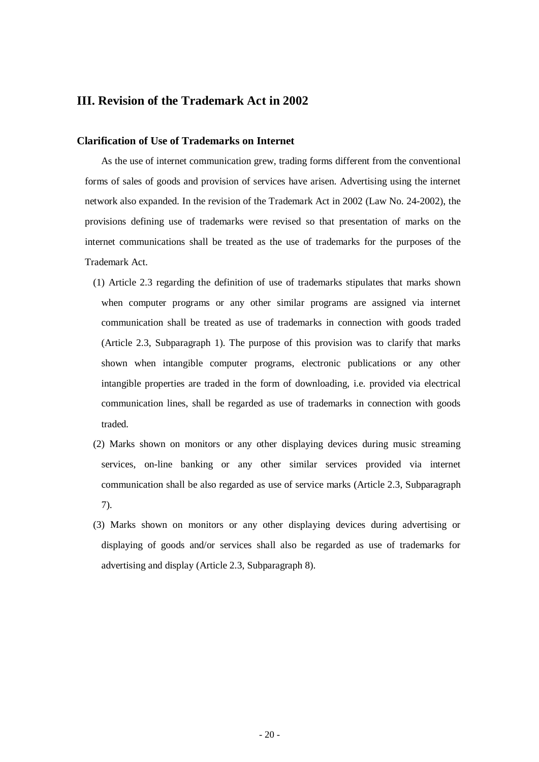## III. Revision of the Trademark Act in 2002

### Clarification of Use of Trademarks on Internet

As the use of internet communication grew, trading forms different from the conventional forms of sales of goods and provision of services have arisen. Advertising using the internet network also expanded. In the revision of the Trademark Act in 2002 (Law No. 24-2002), the provisions defining use of trademarks were revised so that presentation of marks on the internet communications shall be treated as the use of trademarks for the purposes of the Trademark Act.

(1) Article 2.3 regarding the definition of use of trademarks stipulates that marks shown when computer programs or any other similar programs are assigned via internet communication shall be treated as use of trademarks in connection with goods traded (Article 2.3, Subparagraph 1). The purpose of this provision was to clarify that marks shown when intangible computer programs, electronic publications or any other intangible properties are traded in the form of downloading, i.e. provided via electrical communication lines, shall be regarded as use of trademarks in connection with goods traded.

(2) Marks shown on monitors or any other displaying devices during music streaming services, on-line banking or any other similar services provided via internet communication shall be also regarded as use of service marks (Article 2.3, Subparagraph 7).

(3) Marks shown on monitors or any other displaying devices during advertising or displaying of goods and/or services shall also be regarded as use of trademarks for advertising and display (Article 2.3, Subparagraph 8).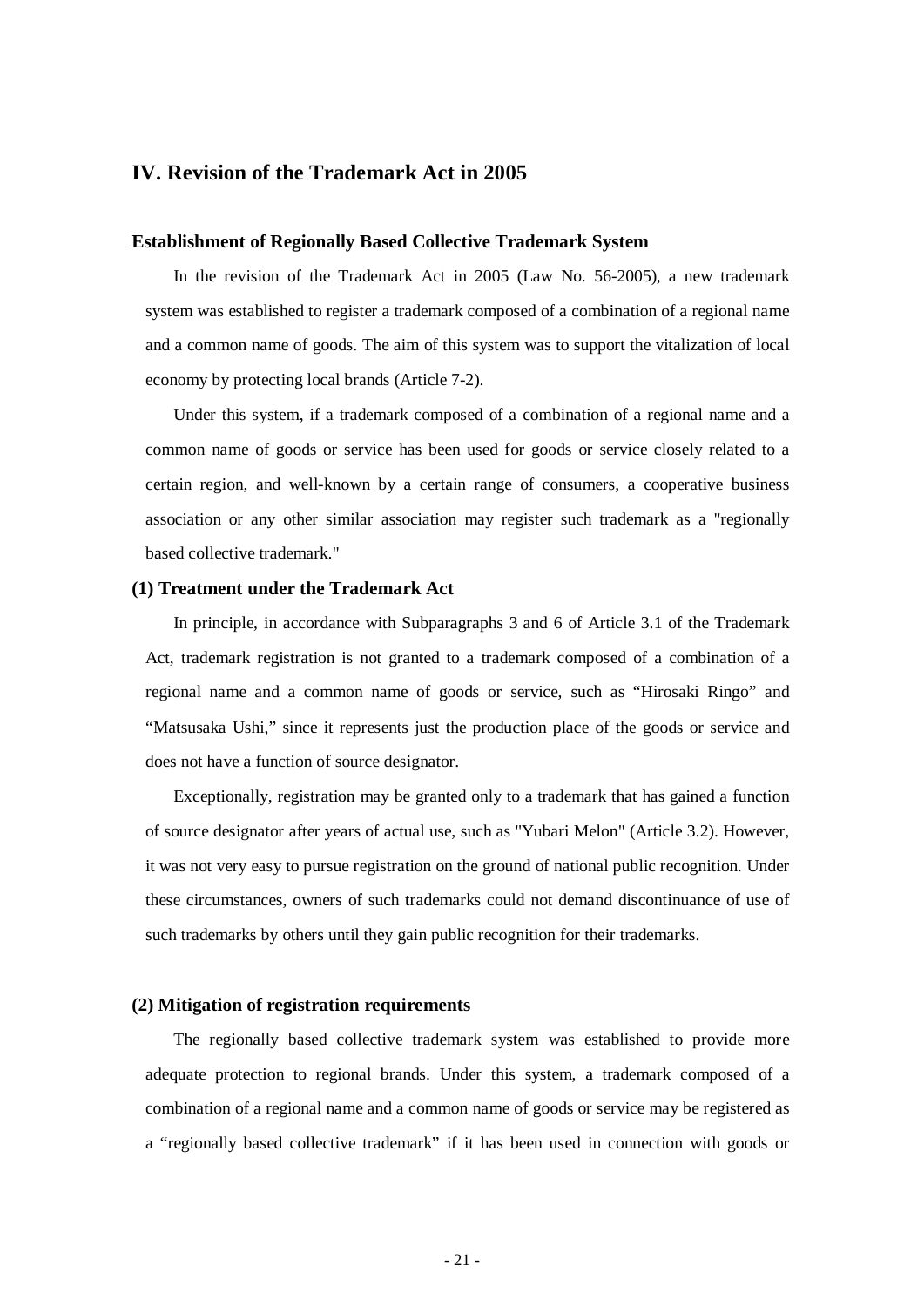## IV. Revision of the Trademark Act in 2005

### Establishment of Regionally Based Collective Trademark System

In the revision of the Trademark Act in 2005 (Law No. 56-2005), a new trademark system was established to register a trademark composed of a combination of a regional name and a common name of goods. The aim of this system was to support the vitalization of local economy by protecting local brands (Article 7-2).

Under this system, if a trademark composed of a combination of a regional name and a common name of goods or service has been used for goods or service closely related to a certain region, and well-known by a certain range of consumers, a cooperative business association or any other similar association may register such trademark as a "regionally based collective trademark."

### (1) Treatment under the Trademark Act

In principle, in accordance with Subparagraphs 3 and 6 of Article 3.1 of the Trademark Act, trademark registration is not granted to a trademark composed of a combination of a regional name and a common name of goods or service, such as "Hirosaki Ringo" and "Matsusaka Ushi," since it represents just the production place of the goods or service and does not have a function of source designator.

Exceptionally, registration may be granted only to a trademark that has gained a function of source designator after years of actual use, such as "Yubari Melon" (Article 3.2). However, it was not very easy to pursue registration on the ground of national public recognition. Under these circumstances, owners of such trademarks could not demand discontinuance of use of such trademarks by others until they gain public recognition for their trademarks.

### (2) Mitigation of registration requirements

The regionally based collective trademark system was established to provide more adequate protection to regional brands. Under this system, a trademark composed of a combination of a regional name and a common name of goods or service may be registered as a "regionally based collective trademark" if it has been used in connection with goods or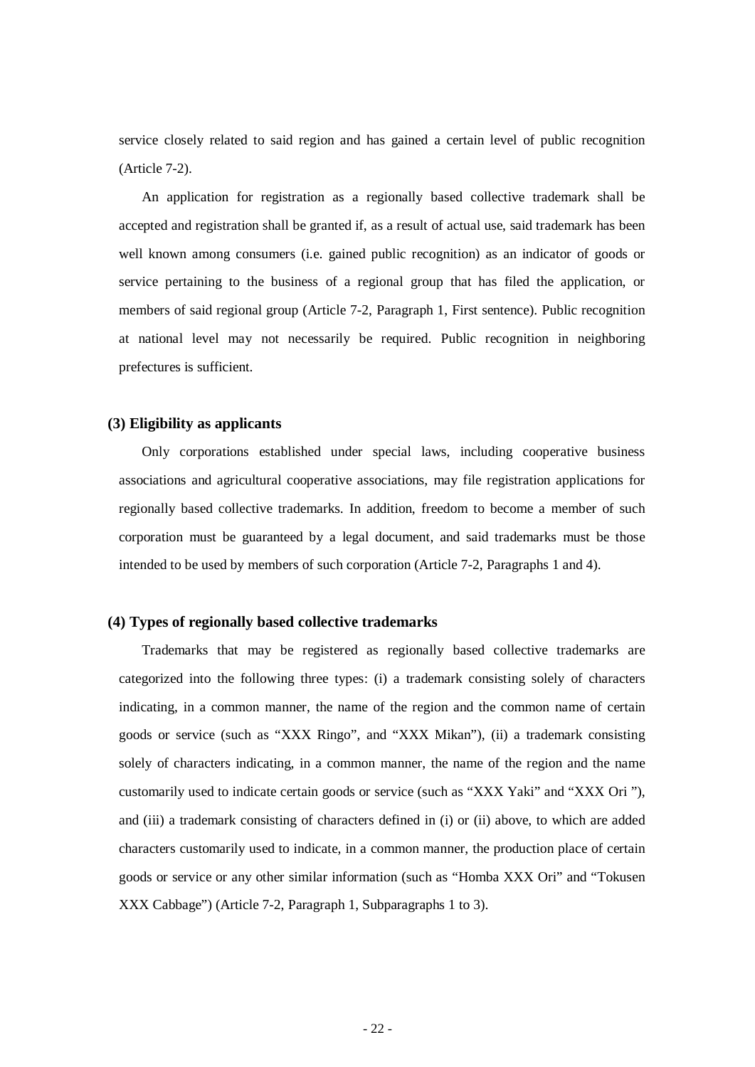service closely related to said region and has gained a certain level of public recognition (Article 7-2).

An application for registration as a regionally based collective trademark shall be accepted and registration shall be granted if, as a result of actual use, said trademark has been well known among consumers (i.e. gained public recognition) as an indicator of goods or service pertaining to the business of a regional group that has filed the application, or members of said regional group (Article 7-2, Paragraph 1, First sentence). Public recognition at national level may not necessarily be required. Public recognition in neighboring prefectures is sufficient.

### (3) Eligibility as applicants

Only corporations established under special laws, including cooperative business associations and agricultural cooperative associations, may file registration applications for regionally based collective trademarks. In addition, freedom to become a member of such corporation must be guaranteed by a legal document, and said trademarks must be those intended to be used by members of such corporation (Article 7-2, Paragraphs 1 and 4).

### (4) Types of regionally based collective trademarks

Trademarks that may be registered as regionally based collective trademarks are categorized into the following three types: (i) a trademark consisting solely of characters indicating, in a common manner, the name of the region and the common name of certain goods or service (such as "XXX Ringo", and "XXX Mikan"), (ii) a trademark consisting solely of characters indicating, in a common manner, the name of the region and the name customarily used to indicate certain goods or service (such as "XXX Yaki" and "XXX Ori "), and (iii) a trademark consisting of characters defined in (i) or (ii) above, to which are added characters customarily used to indicate, in a common manner, the production place of certain goods or service or any other similar information (such as "Homba XXX Ori" and "Tokusen XXX Cabbage") (Article 7-2, Paragraph 1, Subparagraphs 1 to 3).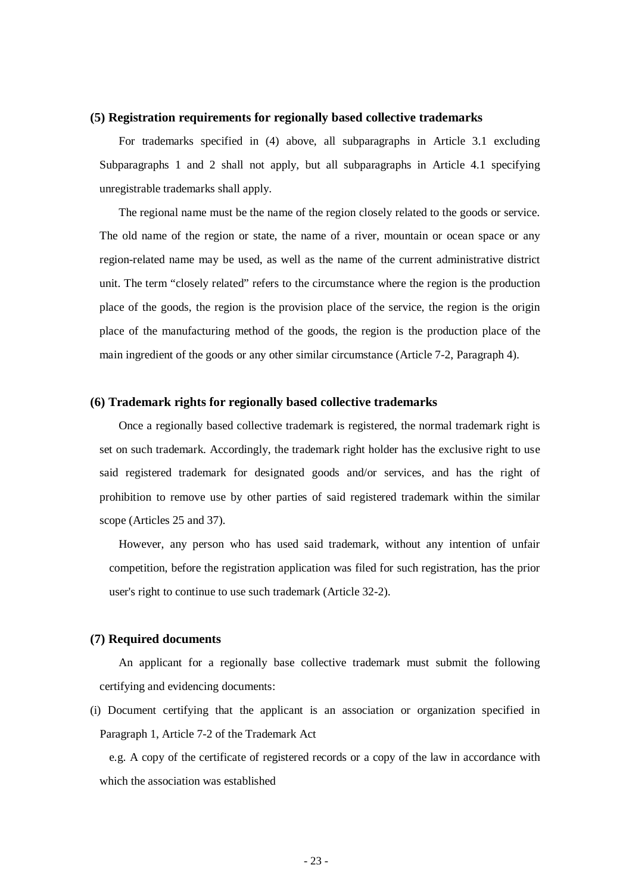**(5) Registration requirements for regionally based collective trademarks**

For trademarks specified in (4) above, all subparagraphs in Article 3.1 excluding Subparagraphs 1 and 2 shall not apply, but all subparagraphs in Article 4.1 specifying unregistrable trademarks shall apply.

The regional name must be the name of the region closely related to the goods or service. The old name of the region or state, the name of a river, mountain or ocean space or any region-related name may be used, as well as the name of the current administrative district unit. The term "closely related" refers to the circumstance where the region is the production place of the goods, the region is the provision place of the service, the region is the origin place of the manufacturing method of the goods, the region is the production place of the main ingredient of the goods or any other similar circumstance (Article 7-2, Paragraph 4).

**(6) Trademark rights for regionally based collective trademarks**

Once a regionally based collective trademark is registered, the normal trademark right is set on such trademark. Accordingly, the trademark right holder has the exclusive right to use said registered trademark for designated goods and/or services, and has the right of prohibition to remove use by other parties of said registered trademark within the similar scope (Articles 25 and 37).

However, any person who has used said trademark, without any intention of unfair competition, before the registration application was filed for such registration, has the prior user's right to continue to use such trademark (Article 32-2).

**(7) Required documents**

An applicant for a regionally base collective trademark must submit the following certifying and evidencing documents:

(i) Document certifying that the applicant is an association or organization specified in Paragraph 1, Article 7-2 of the Trademark Act

e.g. A copy of the certificate of registered records or a copy of the law in accordance with which the association was established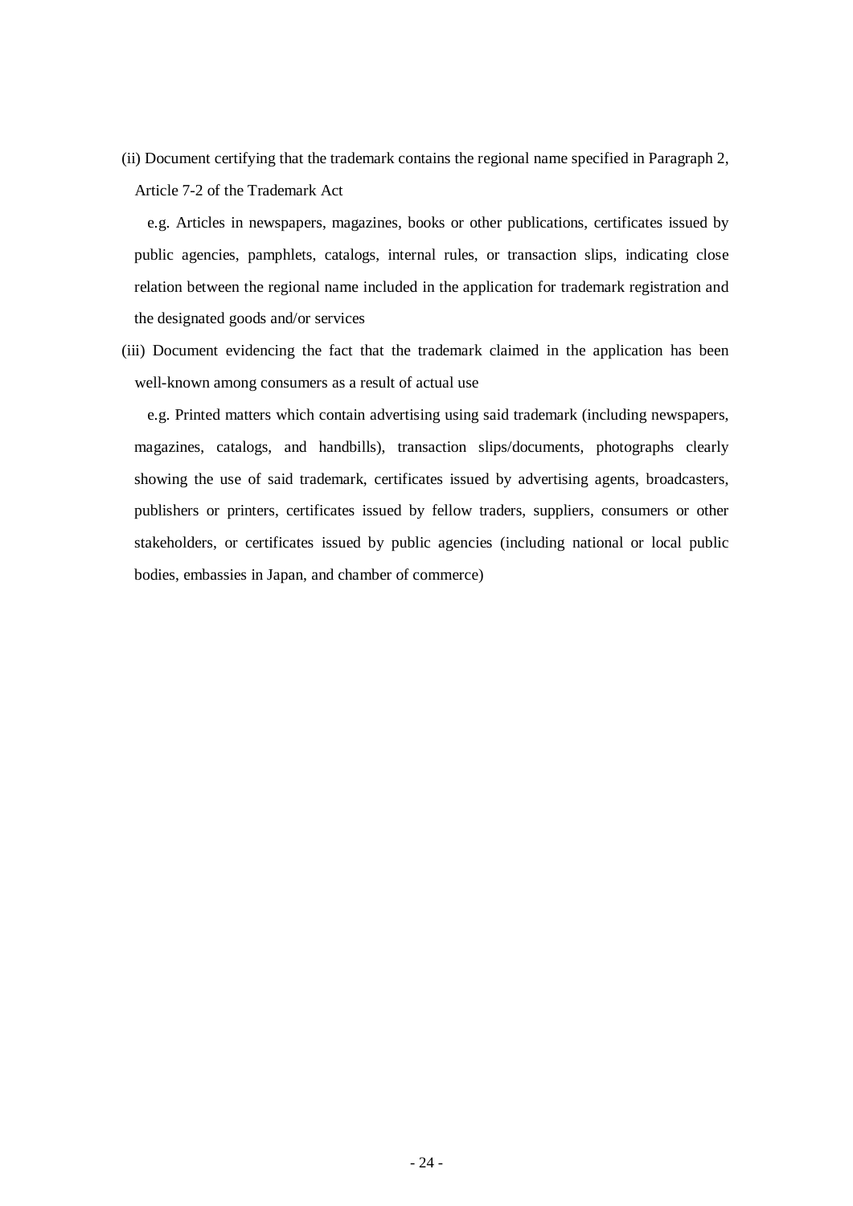(ii) Document certifying that the trademark contains the regional name specified in Paragraph 2, Article 7-2 of the Trademark Act

e.g. Articles in newspapers, magazines, books or other publications, certificates issued by public agencies, pamphlets, catalogs, internal rules, or transaction slips, indicating close relation between the regional name included in the application for trademark registration and the designated goods and/or services

(iii) Document evidencing the fact that the trademark claimed in the application has been well-known among consumers as a result of actual use

e.g. Printed matters which contain advertising using said trademark (including newspapers, magazines, catalogs, and handbills), transaction slips/documents, photographs clearly showing the use of said trademark, certificates issued by advertising agents, broadcasters, publishers or printers, certificates issued by fellow traders, suppliers, consumers or other stakeholders, or certificates issued by public agencies (including national or local public bodies, embassies in Japan, and chamber of commerce)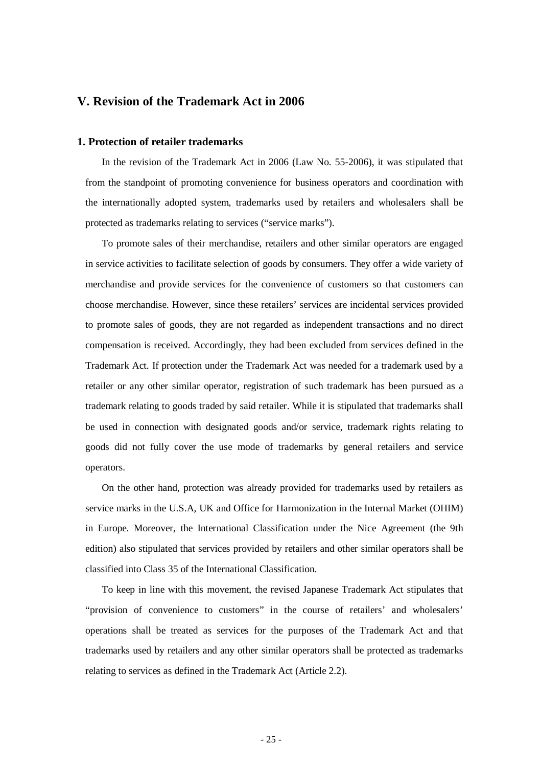## V. Revision of the Trademark Act in 2006

### 1. Protection of retailer trademarks

In the revision of the Trademark Act in 2006 (Law No. 55-2006), it was stipulated that from the standpoint of promoting convenience for business operators and coordination with the internationally adopted system, trademarks used by retailers and wholesalers shall be protected as trademarks relating to services ("service marks").

To promote sales of their merchandise, retailers and other similar operators are engaged in service activities to facilitate selection of goods by consumers. They offer a wide variety of merchandise and provide services for the convenience of customers so that customers can choose merchandise. However, since these retailers' services are incidental services provided to promote sales of goods, they are not regarded as independent transactions and no direct compensation is received. Accordingly, they had been excluded from services defined in the Trademark Act. If protection under the Trademark Act was needed for a trademark used by a retailer or any other similar operator, registration of such trademark has been pursued as a trademark relating to goods traded by said retailer. While it is stipulated that trademarks shall be used in connection with designated goods and/or service, trademark rights relating to goods did not fully cover the use mode of trademarks by general retailers and service operators.

On the other hand, protection was already provided for trademarks used by retailers as service marks in the U.S.A, UK and Office for Harmonization in the Internal Market (OHIM) in Europe. Moreover, the International Classification under the Nice Agreement (the 9th edition) also stipulated that services provided by retailers and other similar operators shall be classified into Class 35 of the International Classification.

To keep in line with this movement, the revised Japanese Trademark Act stipulates that "provision of convenience to customers" in the course of retailers' and wholesalers' operations shall be treated as services for the purposes of the Trademark Act and that trademarks used by retailers and any other similar operators shall be protected as trademarks relating to services as defined in the Trademark Act (Article 2.2).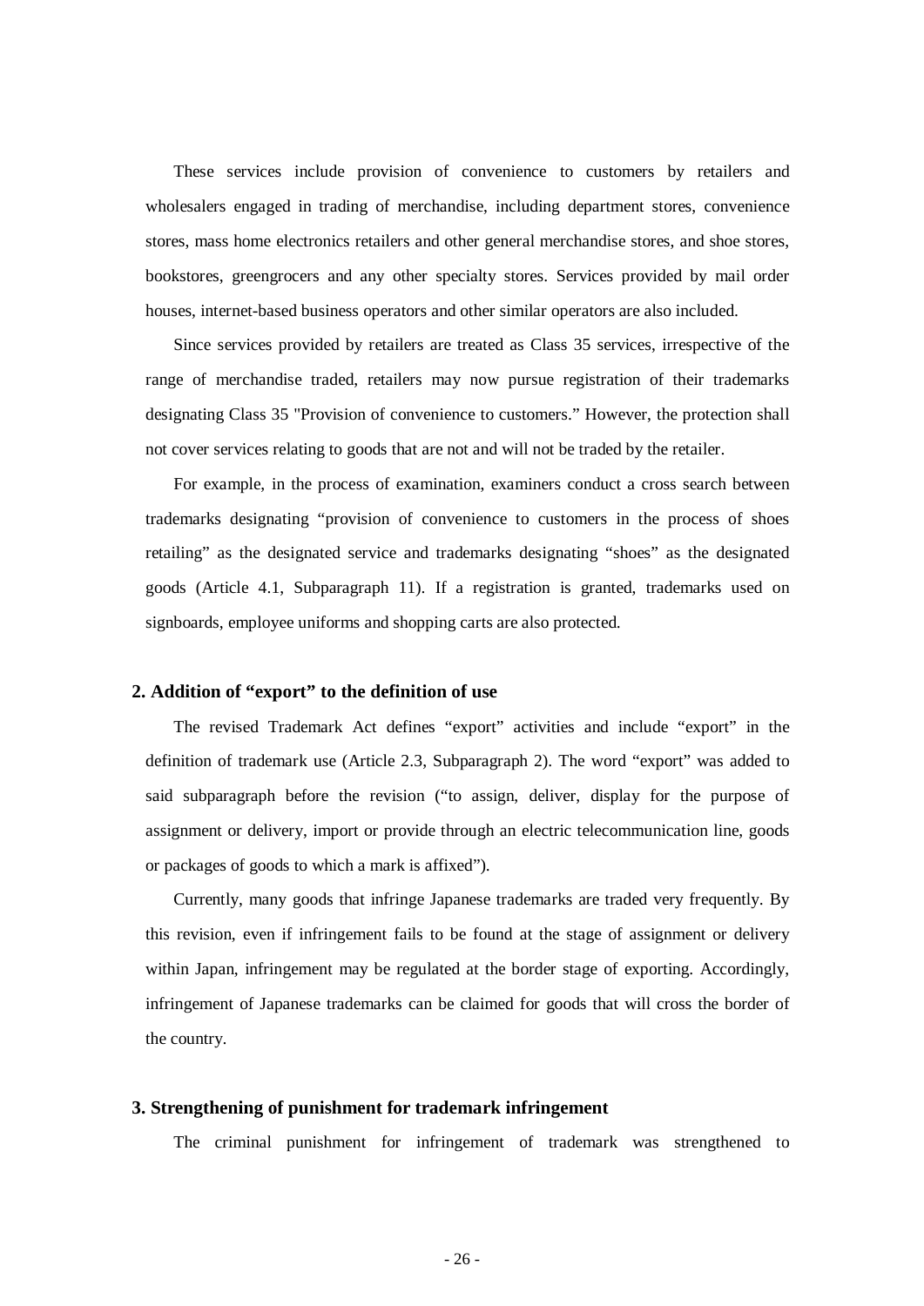These services include provision of convenience to customers by retailers and wholesalers engaged in trading of merchandise, including department stores, convenience stores, mass home electronics retailers and other general merchandise stores, and shoe stores, bookstores, greengrocers and any other specialty stores. Services provided by mail order houses, internet-based business operators and other similar operators are also included.

Since services provided by retailers are treated as Class 35 services, irrespective of the range of merchandise traded, retailers may now pursue registration of their trademarks designating Class 35 "Provision of convenience to customers." However, the protection shall not cover services relating to goods that are not and will not be traded by the retailer.

For example, in the process of examination, examiners conduct a cross search between trademarks designating "provision of convenience to customers in the process of shoes retailing" as the designated service and trademarks designating "shoes" as the designated goods (Article 4.1, Subparagraph 11). If a registration is granted, trademarks used on signboards, employee uniforms and shopping carts are also protected.

### 2. Addition of "export" to the definition of use

The revised Trademark Act defines "export" activities and include "export" in the definition of trademark use (Article 2.3, Subparagraph 2). The word "export" was added to said subparagraph before the revision ("to assign, deliver, display for the purpose of assignment or delivery, import or provide through an electric telecommunication line, goods or packages of goods to which a mark is affixed").

Currently, many goods that infringe Japanese trademarks are traded very frequently. By this revision, even if infringement fails to be found at the stage of assignment or delivery within Japan, infringement may be regulated at the border stage of exporting. Accordingly, infringement of Japanese trademarks can be claimed for goods that will cross the border of the country.

### 3. Strengthening of punishment for trademark infringement

The criminal punishment for infringement of trademark was strengthened to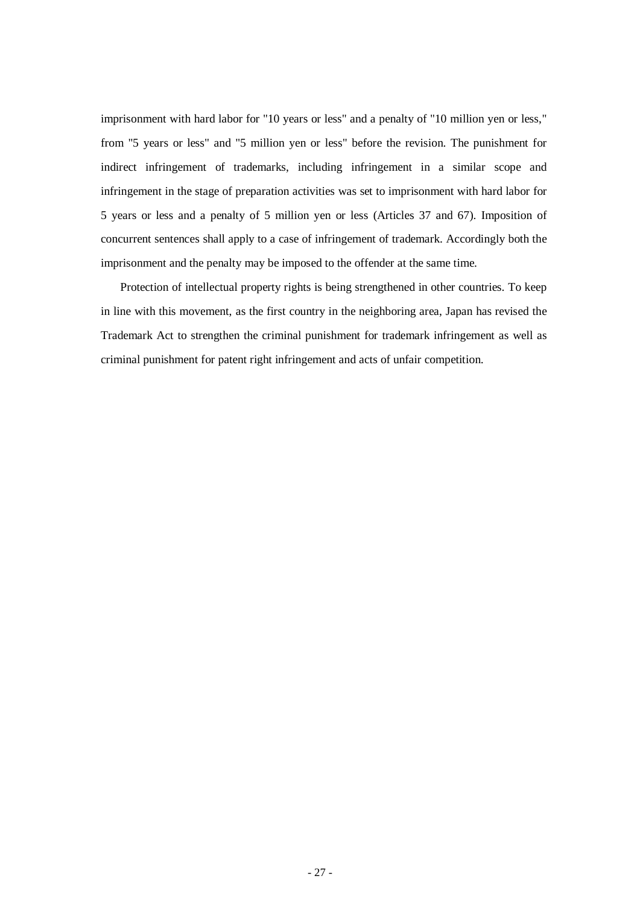imprisonment with hard labor for "10 years or less" and a penalty of "10 million yen or less," from "5 years or less" and "5 million yen or less" before the revision. The punishment for indirect infringement of trademarks, including infringement in a similar scope and infringement in the stage of preparation activities was set to imprisonment with hard labor for 5 years or less and a penalty of 5 million yen or less (Articles 37 and 67). Imposition of concurrent sentences shall apply to a case of infringement of trademark. Accordingly both the imprisonment and the penalty may be imposed to the offender at the same time.

Protection of intellectual property rights is being strengthened in other countries. To keep in line with this movement, as the first country in the neighboring area, Japan has revised the Trademark Act to strengthen the criminal punishment for trademark infringement as well as criminal punishment for patent right infringement and acts of unfair competition.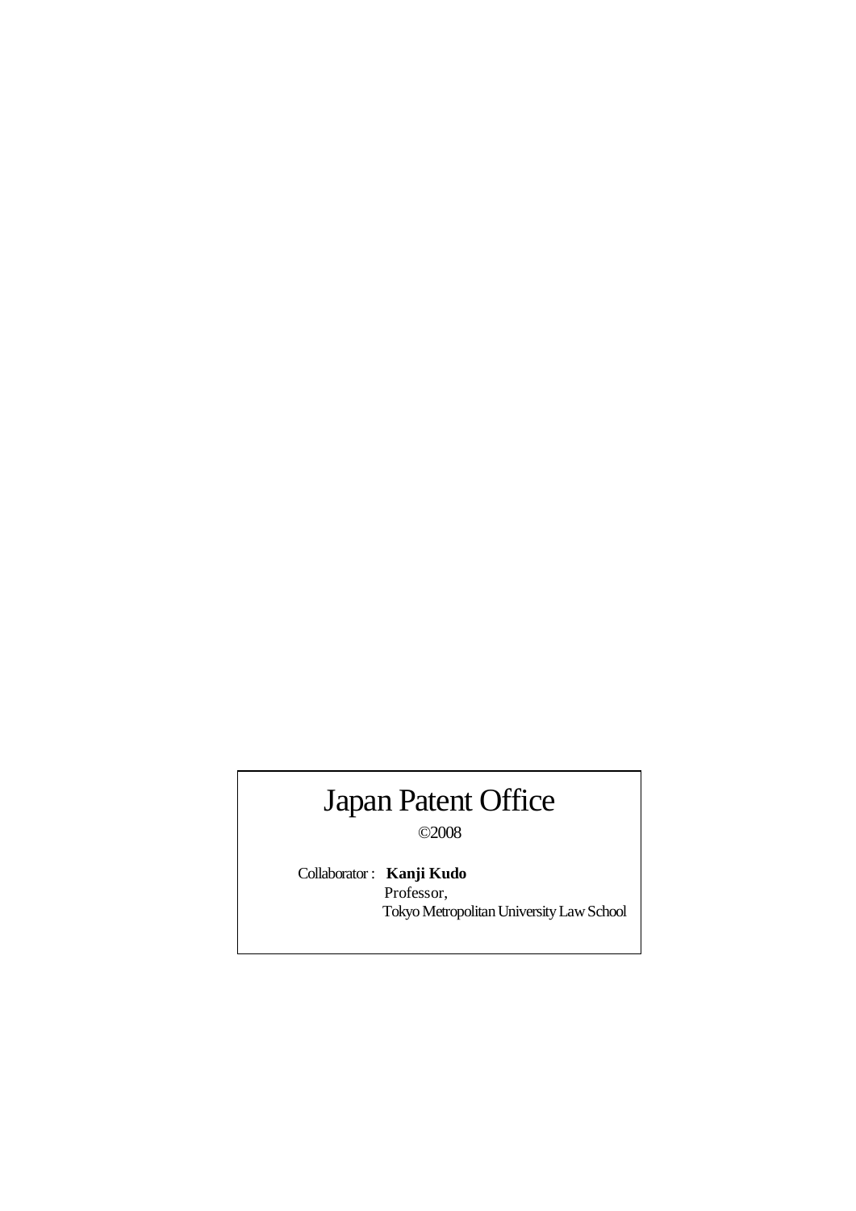# Japan Patent Office

©2008

Collaborator : **Kanji Kudo**
Professor,
Tokyo Metropolitan University Law School